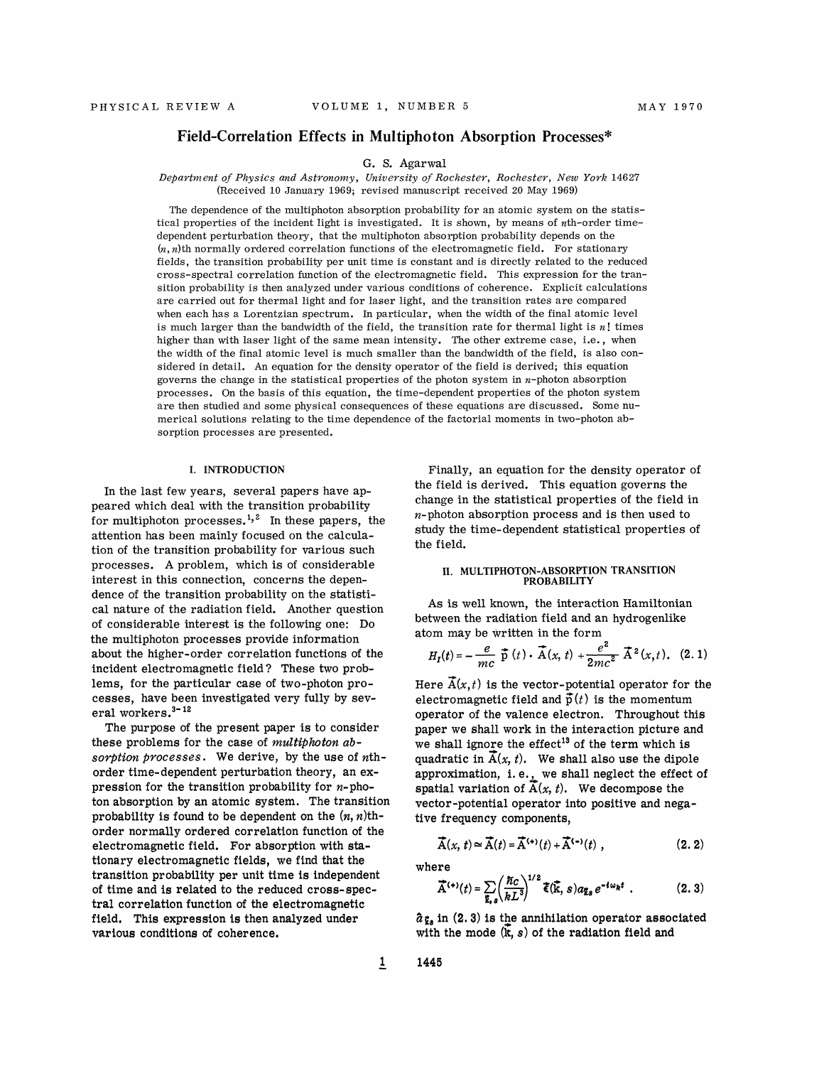# Field-Correlation Effects in Multiphoton Absorption Processes*

G. S. Agarwal

*Department of Physics and Astronomy, University of Rochester, Rochester, New York 14627*
(Received 10 January 1969; revised manuscript received 20 May 1969)

The dependence of the multiphoton absorption probability for an atomic system on the statistical properties of the incident light is investigated. It is shown, by means of $n$th-order time-dependent perturbation theory, that the multiphoton absorption probability depends on the $(n, n)$th normally ordered correlation functions of the electromagnetic field. For stationary fields, the transition probability per unit time is constant and is directly related to the reduced cross-spectral correlation function of the electromagnetic field. This expression for the transition probability is then analyzed under various conditions of coherence. Explicit calculations are carried out for thermal light and for laser light, and the transition rates are compared when each has a Lorentzian spectrum. In particular, when the width of the final atomic level is much larger than the bandwidth of the field, the transition rate for thermal light is $n!$ times higher than with laser light of the same mean intensity. The other extreme case, i.e., when the width of the final atomic level is much smaller than the bandwidth of the field, is also considered in detail. An equation for the density operator of the field is derived; this equation governs the change in the statistical properties of the photon system in $n$-photon absorption processes. On the basis of this equation, the time-dependent properties of the photon system are then studied and some physical consequences of these equations are discussed. Some numerical solutions relating to the time dependence of the factorial moments in two-photon absorption processes are presented.

## I. INTRODUCTION

In the last few years, several papers have appeared which deal with the transition probability for multiphoton processes.[1,2] In these papers, the attention has been mainly focused on the calculation of the transition probability for various such processes. A problem, which is of considerable interest in this connection, concerns the dependence of the transition probability on the statistical nature of the radiation field. Another question of considerable interest is the following one: Do the multiphoton processes provide information about the higher-order correlation functions of the incident electromagnetic field? These two problems, for the particular case of two-photon processes, have been investigated very fully by several workers.[3-12]

The purpose of the present paper is to consider these problems for the case of *multiphoton absorption processes*. We derive, by the use of $n$th-order time-dependent perturbation theory, an expression for the transition probability for $n$-photon absorption by an atomic system. The transition probability is found to be dependent on the $(n, n)$th-order normally ordered correlation function of the electromagnetic field. For absorption with stationary electromagnetic fields, we find that the transition probability per unit time is independent of time and is related to the reduced cross-spectral correlation function of the electromagnetic field. This expression is then analyzed under various conditions of coherence.

Finally, an equation for the density operator of the field is derived. This equation governs the change in the statistical properties of the field in $n$-photon absorption process and is then used to study the time-dependent statistical properties of the field.

## II. MULTIPHOTON-ABSORPTION TRANSITION PROBABILITY

As is well known, the interaction Hamiltonian between the radiation field and an hydrogenlike atom may be written in the form

$$H_I(t) = -\frac{e}{mc}\,\vec{p}\,(t)\cdot\vec{A}(x,t) + \frac{e^2}{2mc^2}\,\vec{A}^{\,2}(x,t). \quad (2.1)$$

Here $\vec{A}(x,t)$ is the vector-potential operator for the electromagnetic field and $\vec{p}(t)$ is the momentum operator of the valence electron. Throughout this paper we shall work in the interaction picture and we shall ignore the effect[13] of the term which is quadratic in $\vec{A}(x, t)$. We shall also use the dipole approximation, i.e., we shall neglect the effect of spatial variation of $\vec{A}(x, t)$. We decompose the vector-potential operator into positive and negative frequency components,

$$\vec{A}(x,t) \simeq \vec{A}(t) = \vec{A}^{(+)}(t) + \vec{A}^{(-)}(t)\,, \quad (2.2)$$

where

$$\vec{A}^{(+)}(t) = \sum_{\vec{k},s}\left(\frac{\hbar c}{kL^3}\right)^{1/2}\vec{\epsilon}(\vec{k},s)\,a_{\vec{k}s}\,e^{-i\omega_k t}\,. \quad (2.3)$$

$\hat{a}_{\vec{k}s}$ in (2.3) is the annihilation operator associated with the mode $(\vec{k}, s)$ of the radiation field and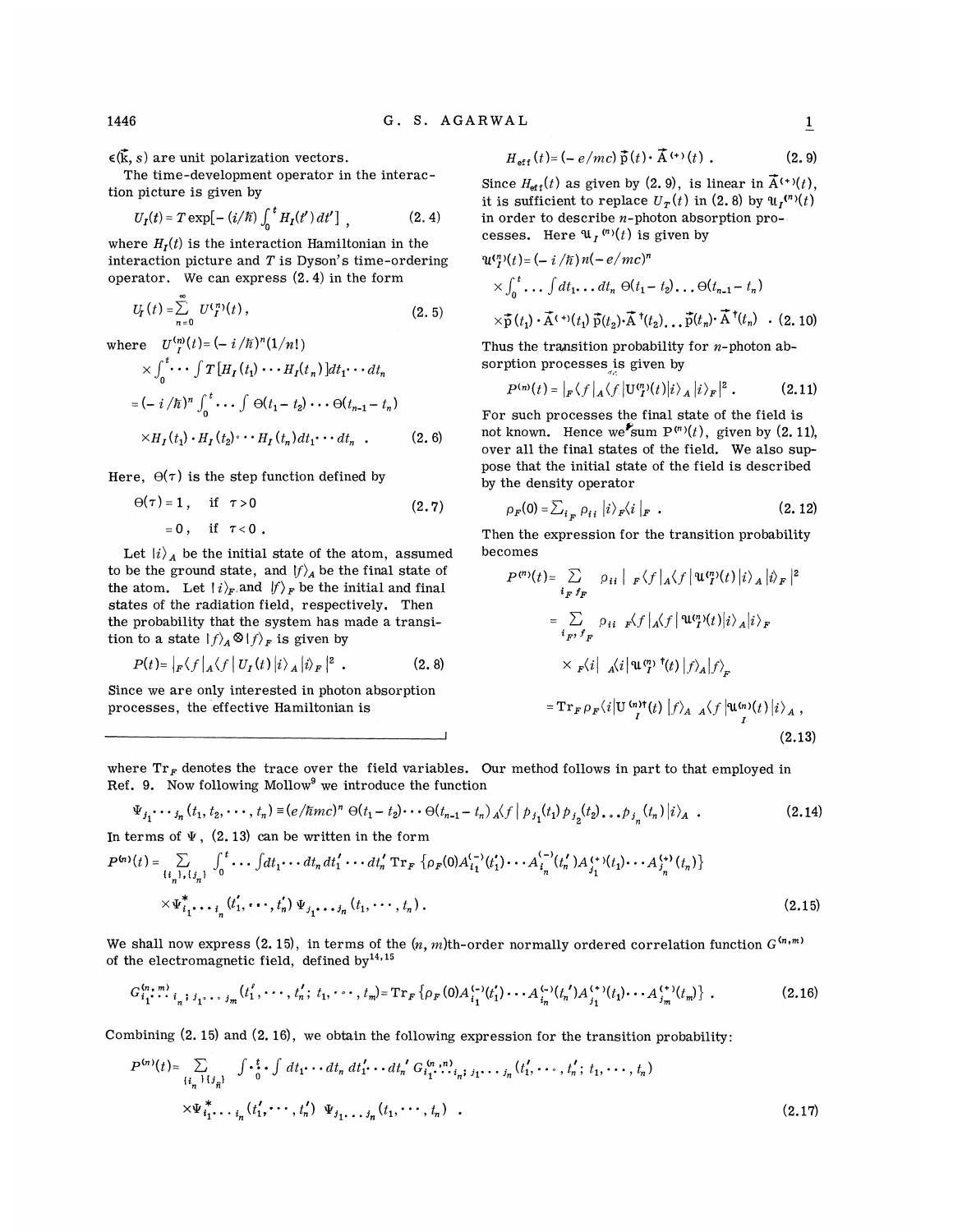$\epsilon(\vec{k}, s)$ are unit polarization vectors.

The time-development operator in the interaction picture is given by

$$U_I(t) = T\exp[-(i/\hbar)\int_0^t H_I(t')\,dt'] \,, \tag{2.4}$$

where $H_I(t)$ is the interaction Hamiltonian in the interaction picture and $T$ is Dyson's time-ordering operator. We can express (2.4) in the form

$$U_I(t) = \sum_{n=0}^{\infty} U_I^{(n)}(t) \,, \tag{2.5}$$

where

$$\begin{aligned} U_I^{(n)}(t) &= (-i/\hbar)^n (1/n!) \times \int_0^t \cdots \int T[H_I(t_1)\cdots H_I(t_n)]dt_1\cdots dt_n \\ &= (-i/\hbar)^n \int_0^t \cdots \int \Theta(t_1-t_2)\cdots\Theta(t_{n-1}-t_n) \\ &\quad \times H_I(t_1)\cdot H_I(t_2)\cdots H_I(t_n)dt_1\cdots dt_n \,. \end{aligned} \tag{2.6}$$

Here, $\Theta(\tau)$ is the step function defined by

$$\begin{aligned} \Theta(\tau) &= 1 \,, \quad \text{if } \tau > 0 \\ &= 0 \,, \quad \text{if } \tau < 0 \,. \end{aligned} \tag{2.7}$$

Let $|i\rangle_A$ be the initial state of the atom, assumed to be the ground state, and $|f\rangle_A$ be the final state of the atom. Let $|i\rangle_F$ and $|f\rangle_F$ be the initial and final states of the radiation field, respectively. Then the probability that the system has made a transition to a state $|f\rangle_A \otimes |f\rangle_F$ is given by

$$P(t) = |{}_F\langle f|{}_A\langle f|U_I(t)|i\rangle_A|i\rangle_F|^2 \,. \tag{2.8}$$

Since we are only interested in photon absorption processes, the effective Hamiltonian is

$$H_{\text{eff}}(t) = (-e/mc)\,\vec{p}(t)\cdot\vec{A}^{(+)}(t) \,. \tag{2.9}$$

Since $H_{\text{eff}}(t)$ as given by (2.9), is linear in $\vec{A}^{(+)}(t)$, it is sufficient to replace $U_T(t)$ in (2.8) by $\mathfrak{U}_I^{(n)}(t)$ in order to describe $n$-photon absorption processes. Here $\mathfrak{U}_I^{(n)}(t)$ is given by

$$\begin{aligned} \mathfrak{U}_I^{(n)}(t) &= (-i/\hbar)n(-e/mc)^n \\ &\quad \times \int_0^t \cdots \int dt_1 \ldots dt_n\, \Theta(t_1-t_2)\ldots\Theta(t_{n-1}-t_n) \\ &\quad \times \vec{p}(t_1)\cdot\vec{A}^{(+)}(t_1)\,\vec{p}(t_2)\cdot\vec{A}^{+}(t_2)\ldots\vec{p}(t_n)\cdot\vec{A}^{+}(t_n) \,. \end{aligned} \tag{2.10}$$

Thus the transition probability for $n$-photon absorption processes is given by

$$P^{(n)}(t) = |{}_F\langle f|{}_A\langle f|U_I^{(n)}(t)|i\rangle_A|i\rangle_F|^2 \,. \tag{2.11}$$

For such processes the final state of the field is not known. Hence we sum $P^{(n)}(t)$, given by (2.11), over all the final states of the field. We also suppose that the initial state of the field is described by the density operator

$$\rho_F(0) = \sum_{i_F} \rho_{ii}\,|i\rangle_F\langle i|_F \,. \tag{2.12}$$

Then the expression for the transition probability becomes

$$\begin{aligned} P^{(n)}(t) &= \sum_{i_F f_F} \rho_{ii}\,|{}_F\langle f|{}_A\langle f|\mathfrak{U}_I^{(n)}(t)|i\rangle_A|i\rangle_F|^2 \\ &= \sum_{i_F, f_F} \rho_{ii}\,{}_F\langle f|{}_A\langle f|\mathfrak{U}_I^{(n)}(t)|i\rangle_A|i\rangle_F \\ &\quad \times {}_F\langle i|\,{}_A\langle i|\mathfrak{U}_I^{(n)\dagger}(t)|f\rangle_A|f\rangle_F \\ &= \mathrm{Tr}_F\,\rho_F\langle i|\mathrm{U}_I^{(n)\dagger}(t)|f\rangle_A\,{}_A\langle f|\mathfrak{U}_I^{(n)}(t)|i\rangle_A \,, \end{aligned} \tag{2.13}$$

where $\mathrm{Tr}_F$ denotes the trace over the field variables. Our method follows in part to that employed in Ref. 9. Now following Mollow[9] we introduce the function

$$\Psi_{j_1\cdots j_n}(t_1, t_2, \cdots, t_n) \equiv (e/\hbar mc)^n\,\Theta(t_1-t_2)\cdots\Theta(t_{n-1}-t_n)\,{}_A\langle f|\,p_{j_1}(t_1)p_{j_2}(t_2)\ldots p_{j_n}(t_n)\,|i\rangle_A \,. \tag{2.14}$$

In terms of $\Psi$, (2.13) can be written in the form

$$\begin{aligned} P^{(n)}(t) = \sum_{\{i_n\},\{j_n\}} \int_0^t \cdots \int dt_1\cdots dt_n\,dt_1'\cdots dt_n'\,\mathrm{Tr}_F\,\{\rho_F(0)A_{i_1}^{(-)}(t_1')\cdots A_{i_n}^{(-)}(t_n')A_{j_1}^{(+)}(t_1)\cdots A_{j_n}^{(+)}(t_n)\} \\ \times \Psi^*_{i_1\cdots i_n}(t_1', \cdots, t_n')\,\Psi_{j_1\cdots j_n}(t_1, \cdots, t_n) \,. \end{aligned} \tag{2.15}$$

We shall now express (2.15), in terms of the $(n, m)$th-order normally ordered correlation function $G^{(n,m)}$ of the electromagnetic field, defined by[14,15]

$$G^{(n,m)}_{i_1\cdots i_n;\,j_1\cdots j_m}(t_1', \cdots, t_n';\, t_1, \cdots, t_m) = \mathrm{Tr}_F\,\{\rho_F(0)A_{i_1}^{(-)}(t_1')\cdots A_{i_n}^{(-)}(t_n')A_{j_1}^{(+)}(t_1)\cdots A_{j_m}^{(+)}(t_m)\} \,. \tag{2.16}$$

Combining (2.15) and (2.16), we obtain the following expression for the transition probability:

$$\begin{aligned} P^{(n)}(t) = \sum_{\{i_n\}\{j_n\}} \int \cdot \overset{t}{\underset{0}{\cdot}} \cdot \int dt_1\cdots dt_n\,dt_1'\cdots dt_n'\,G^{(n,n)}_{i_1\cdots i_n;\,j_1\cdots j_n}(t_1', \cdots, t_n';\, t_1, \cdots, t_n) \\ \times \Psi^*_{i_1\cdots i_n}(t_1', \cdots, t_n')\,\Psi_{j_1\cdots j_n}(t_1, \cdots, t_n) \,. \end{aligned} \tag{2.17}$$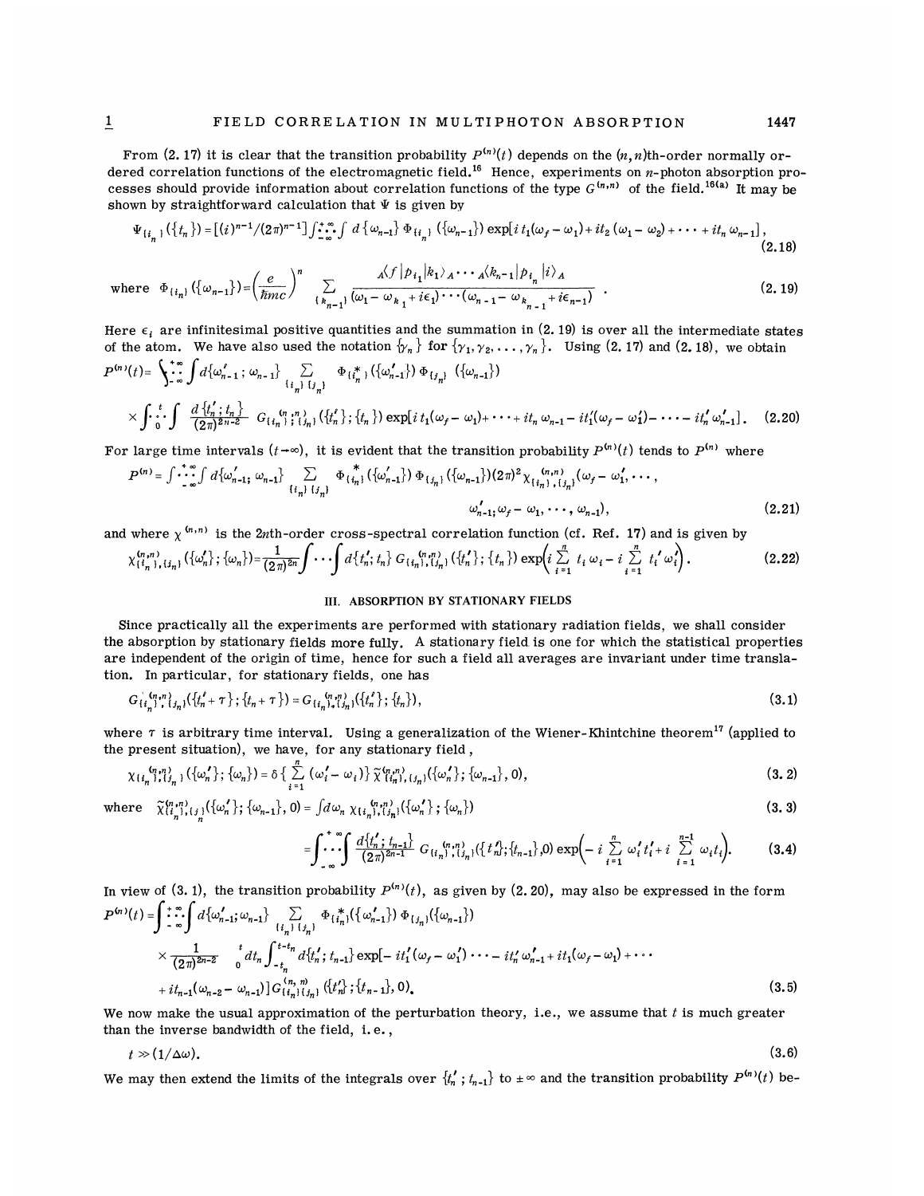From (2.17) it is clear that the transition probability $P^{(n)}(t)$ depends on the $(n,n)$th-order normally ordered correlation functions of the electromagnetic field.[16] Hence, experiments on $n$-photon absorption processes should provide information about correlation functions of the type $G^{(n,n)}$ of the field.[16(a)] It may be shown by straightforward calculation that $\Psi$ is given by

$$\Psi_{\{i_n\}}(\{t_n\}) = [(i)^{n-1}/(2\pi)^{n-1}] \int_{-\infty}^{+\infty}\cdots\int d\{\omega_{n-1}\}\, \Phi_{\{i_n\}}(\{\omega_{n-1}\}) \exp[i\,t_1(\omega_f - \omega_1) + it_2(\omega_1 - \omega_2) + \cdots + it_n\,\omega_{n-1}], \tag{2.18}$$

where
$$\Phi_{\{i_n\}}(\{\omega_{n-1}\}) = \left(\frac{e}{\hbar mc}\right)^n \sum_{\{k_{n-1}\}} \frac{{}_A\langle f|p_{i_1}|k_1\rangle_A \cdots {}_A\langle k_{n-1}|p_{i_n}|i\rangle_A}{(\omega_1 - \omega_{k_1} + i\epsilon_1)\cdots(\omega_{n-1} - \omega_{k_{n-1}} + i\epsilon_{n-1})}. \tag{2.19}$$

Here $\epsilon_i$ are infinitesimal positive quantities and the summation in (2.19) is over all the intermediate states of the atom. We have also used the notation $\{\gamma_n\}$ for $\{\gamma_1, \gamma_2, \ldots, \gamma_n\}$. Using (2.17) and (2.18), we obtain

$$P^{(n)}(t) = \int_{-\infty}^{+\infty}\cdots\int d\{\omega'_{n-1}\,;\,\omega_{n-1}\} \sum_{\{i_n\}\{j_n\}} \Phi^*_{\{i_n\}}(\{\omega'_{n-1}\})\,\Phi_{\{j_n\}}(\{\omega_{n-1}\})$$
$$\times \int_0^t\cdots\int \frac{d\{t'_n\,;\,t_n\}}{(2\pi)^{2n-2}}\, G^{(n,n)}_{\{i_n\};\{j_n\}}(\{t'_n\};\{t_n\}) \exp[i\,t_1(\omega_f - \omega_1) + \cdots + it_n\,\omega_{n-1} - it'_1(\omega_f - \omega'_1) - \cdots - it'_n\,\omega'_{n-1}]. \tag{2.20}$$

For large time intervals $(t\to\infty)$, it is evident that the transition probability $P^{(n)}(t)$ tends to $P^{(n)}$ where

$$P^{(n)} = \int_{-\infty}^{+\infty}\cdots\int d\{\omega'_{n-1};\,\omega_{n-1}\} \sum_{\{i_n\}\{j_n\}} \Phi^*_{\{i_n\}}(\{\omega'_{n-1}\})\,\Phi_{\{j_n\}}(\{\omega_{n-1}\})(2\pi)^2\,\chi^{(n,n)}_{\{i_n\},\{j_n\}}(\omega_f - \omega'_1, \ldots,$$
$$\omega'_{n-1};\,\omega_f - \omega_1, \ldots, \omega_{n-1}), \tag{2.21}$$

and where $\chi^{(n,n)}$ is the $2n$th-order cross-spectral correlation function (cf. Ref. 17) and is given by

$$\chi^{(n,n)}_{\{i_n\},\{j_n\}}(\{\omega'_n\};\{\omega_n\}) = \frac{1}{(2\pi)^{2n}}\int\cdots\int d\{t'_n;\,t_n\}\, G^{(n,n)}_{\{i_n\},\{j_n\}}(\{t'_n\};\{t_n\}) \exp\left(i\sum_{i=1}^{n} t_i\,\omega_i - i\sum_{i=1}^{n} t'_i\,\omega'_i\right). \tag{2.22}$$

## III. ABSORPTION BY STATIONARY FIELDS

Since practically all the experiments are performed with stationary radiation fields, we shall consider the absorption by stationary fields more fully. A stationary field is one for which the statistical properties are independent of the origin of time, hence for such a field all averages are invariant under time translation. In particular, for stationary fields, one has

$$G^{(n,n)}_{\{i_n\},\{j_n\}}(\{t'_n + \tau\};\{t_n + \tau\}) = G^{(n,n)}_{\{i_n\},\{j_n\}}(\{t'_n\};\{t_n\}), \tag{3.1}$$

where $\tau$ is arbitrary time interval. Using a generalization of the Wiener-Khintchine theorem[17] (applied to the present situation), we have, for any stationary field,

$$\chi^{(n,n)}_{\{i_n\},\{j_n\}}(\{\omega'_n\};\{\omega_n\}) = \delta\left\{\sum_{i=1}^{n}(\omega'_i - \omega_i)\right\}\tilde{\chi}^{(n,n)}_{\{i_n\},\{j_n\}}(\{\omega'_n\};\{\omega_{n-1}\},0), \tag{3.2}$$

where
$$\tilde{\chi}^{(n,n)}_{\{i_n\},\{j_n\}}(\{\omega'_n\};\{\omega_{n-1}\},0) = \int d\omega_n\, \chi^{(n,n)}_{\{i_n\},\{j_n\}}(\{\omega'_n\};\{\omega_n\}) \tag{3.3}$$

$$= \int_{-\infty}^{+\infty}\cdots\int \frac{d\{t'_n;\,t_{n-1}\}}{(2\pi)^{2n-1}}\, G^{(n,n)}_{\{i_n\},\{j_n\}}(\{t'_n\};\{t_{n-1}\},0) \exp\left(-i\sum_{i=1}^{n}\omega'_i\,t'_i + i\sum_{i=1}^{n-1}\omega_i\,t_i\right). \tag{3.4}$$

In view of (3.1), the transition probability $P^{(n)}(t)$, as given by (2.20), may also be expressed in the form

$$P^{(n)}(t) = \int_{-\infty}^{+\infty}\cdots\int d\{\omega'_{n-1};\omega_{n-1}\} \sum_{\{i_n\}\{j_n\}} \Phi^*_{\{i_n\}}(\{\omega'_{n-1}\})\,\Phi_{\{j_n\}}(\{\omega_{n-1}\})$$
$$\times \frac{1}{(2\pi)^{2n-2}} \int_0^t dt_n \int_{-t_n}^{t-t_n} d\{t'_n;\,t_{n-1}\} \exp[-it'_1(\omega_f - \omega'_1)\cdots - it'_n\,\omega'_{n-1} + it_1(\omega_f - \omega_1) + \cdots$$
$$+ it_{n-1}(\omega_{n-2} - \omega_{n-1})]\, G^{(n,n)}_{\{i_n\}\{j_n\}}(\{t'_n\};\{t_{n-1}\},0). \tag{3.5}$$

We now make the usual approximation of the perturbation theory, i.e., we assume that $t$ is much greater than the inverse bandwidth of the field, i.e.,

$$t \gg (1/\Delta\omega). \tag{3.6}$$

We may then extend the limits of the integrals over $\{t'_n\,;\,t_{n-1}\}$ to $\pm\infty$ and the transition probability $P^{(n)}(t)$ be-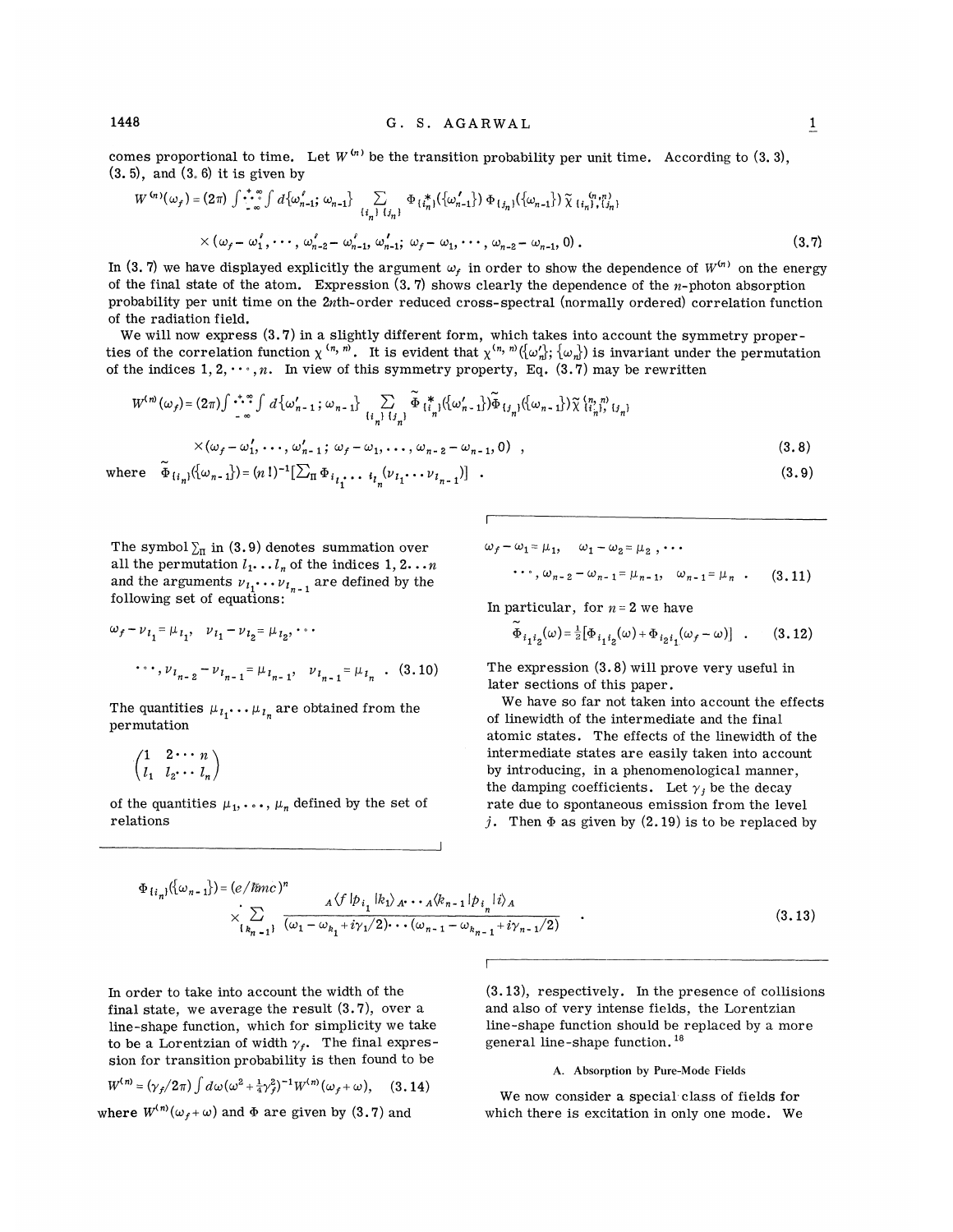comes proportional to time. Let $W^{(n)}$ be the transition probability per unit time. According to (3.3), (3.5), and (3.6) it is given by

$$W^{(n)}(\omega_f) = (2\pi) \int_{-\infty}^{+\infty} \cdots \int d\{\omega'_{n-1};\omega_{n-1}\} \sum_{\{i_n\}\{j_n\}} \Phi^*_{\{i_n\}}(\{\omega'_{n-1}\}) \Phi_{\{j_n\}}(\{\omega_{n-1}\}) \tilde{\chi}^{(n,n)}_{\{i_n\},\{j_n\}}$$

$$\times (\omega_f - \omega'_1, \cdots, \omega'_{n-2} - \omega'_{n-1}, \omega'_{n-1};\ \omega_f - \omega_1, \cdots, \omega_{n-2} - \omega_{n-1}, 0)\,. \tag{3.7}$$

In (3.7) we have displayed explicitly the argument $\omega_f$ in order to show the dependence of $W^{(n)}$ on the energy of the final state of the atom. Expression (3.7) shows clearly the dependence of the $n$-photon absorption probability per unit time on the $2n$th-order reduced cross-spectral (normally ordered) correlation function of the radiation field.

We will now express (3.7) in a slightly different form, which takes into account the symmetry properties of the correlation function $\chi^{(n,n)}$. It is evident that $\chi^{(n,n)}(\{\omega'_n\};\{\omega_n\})$ is invariant under the permutation of the indices $1, 2, \cdots, n$. In view of this symmetry property, Eq. (3.7) may be rewritten

$$W^{(n)}(\omega_f) = (2\pi) \int_{-\infty}^{+\infty} \cdots \int d\{\omega'_{n-1};\omega_{n-1}\} \sum_{\{i_n\}\{j_n\}} \tilde{\Phi}^*_{\{i_n\}}(\{\omega'_{n-1}\}) \tilde{\Phi}_{\{j_n\}}(\{\omega_{n-1}\}) \tilde{\chi}^{(n,n)}_{\{i_n\},\{j_n\}}$$

$$\times (\omega_f - \omega'_1, \cdots, \omega'_{n-1};\ \omega_f - \omega_1, \cdots, \omega_{n-2} - \omega_{n-1}, 0)\ , \tag{3.8}$$

where
$$\tilde{\Phi}_{\{i_n\}}(\{\omega_{n-1}\}) = (n!)^{-1}\left[\textstyle\sum_\Pi \Phi_{i_{l_1}\cdots i_{l_n}}(\nu_{l_1}\cdots\nu_{l_{n-1}})\right]\ . \tag{3.9}$$

The symbol $\sum_\Pi$ in (3.9) denotes summation over all the permutation $l_1 \ldots l_n$ of the indices $1, 2 \ldots n$ and the arguments $\nu_{l_1} \cdots \nu_{l_{n-1}}$ are defined by the following set of equations:

$$\omega_f - \nu_{l_1} = \mu_{l_1},\quad \nu_{l_1} - \nu_{l_2} = \mu_{l_2}, \cdots$$

$$\cdots, \nu_{l_{n-2}} - \nu_{l_{n-1}} = \mu_{l_{n-1}},\quad \nu_{l_{n-1}} = \mu_{l_n}\ . \tag{3.10}$$

The quantities $\mu_{l_1} \cdots \mu_{l_n}$ are obtained from the permutation

$$\begin{pmatrix} 1 & 2 \cdots n \\ l_1 & l_2 \cdots l_n \end{pmatrix}$$

of the quantities $\mu_1, \cdots, \mu_n$ defined by the set of relations

$$\omega_f - \omega_1 = \mu_1,\quad \omega_1 - \omega_2 = \mu_2, \cdots$$

$$\cdots, \omega_{n-2} - \omega_{n-1} = \mu_{n-1},\quad \omega_{n-1} = \mu_n\ . \tag{3.11}$$

In particular, for $n = 2$ we have

$$\tilde{\Phi}_{i_1 i_2}(\omega) = \tfrac{1}{2}[\Phi_{i_1 i_2}(\omega) + \Phi_{i_2 i_1}(\omega_f - \omega)]\ . \tag{3.12}$$

The expression (3.8) will prove very useful in later sections of this paper.

We have so far not taken into account the effects of linewidth of the intermediate and the final atomic states. The effects of the linewidth of the intermediate states are easily taken into account by introducing, in a phenomenological manner, the damping coefficients. Let $\gamma_j$ be the decay rate due to spontaneous emission from the level $j$. Then $\Phi$ as given by (2.19) is to be replaced by

$$\Phi_{\{i_n\}}(\{\omega_{n-1}\}) = (e/\hbar mc)^n \times \sum_{\{k_{n-1}\}} \frac{{}_A\langle f|p_{i_1}|k_1\rangle_A \cdots {}_A\langle k_{n-1}|p_{i_n}|i\rangle_A}{(\omega_1 - \omega_{k_1} + i\gamma_1/2)\cdots(\omega_{n-1} - \omega_{k_{n-1}} + i\gamma_{n-1}/2)}\ . \tag{3.13}$$

In order to take into account the width of the final state, we average the result (3.7), over a line-shape function, which for simplicity we take to be a Lorentzian of width $\gamma_f$. The final expression for transition probability is then found to be

$$W^{(n)} = (\gamma_f/2\pi)\int d\omega(\omega^2 + \tfrac{1}{4}\gamma_f^2)^{-1} W^{(n)}(\omega_f + \omega), \tag{3.14}$$

where $W^{(n)}(\omega_f + \omega)$ and $\Phi$ are given by (3.7) and (3.13), respectively. In the presence of collisions and also of very intense fields, the Lorentzian line-shape function should be replaced by a more general line-shape function.[18]

### A. Absorption by Pure-Mode Fields

We now consider a special class of fields for which there is excitation in only one mode. We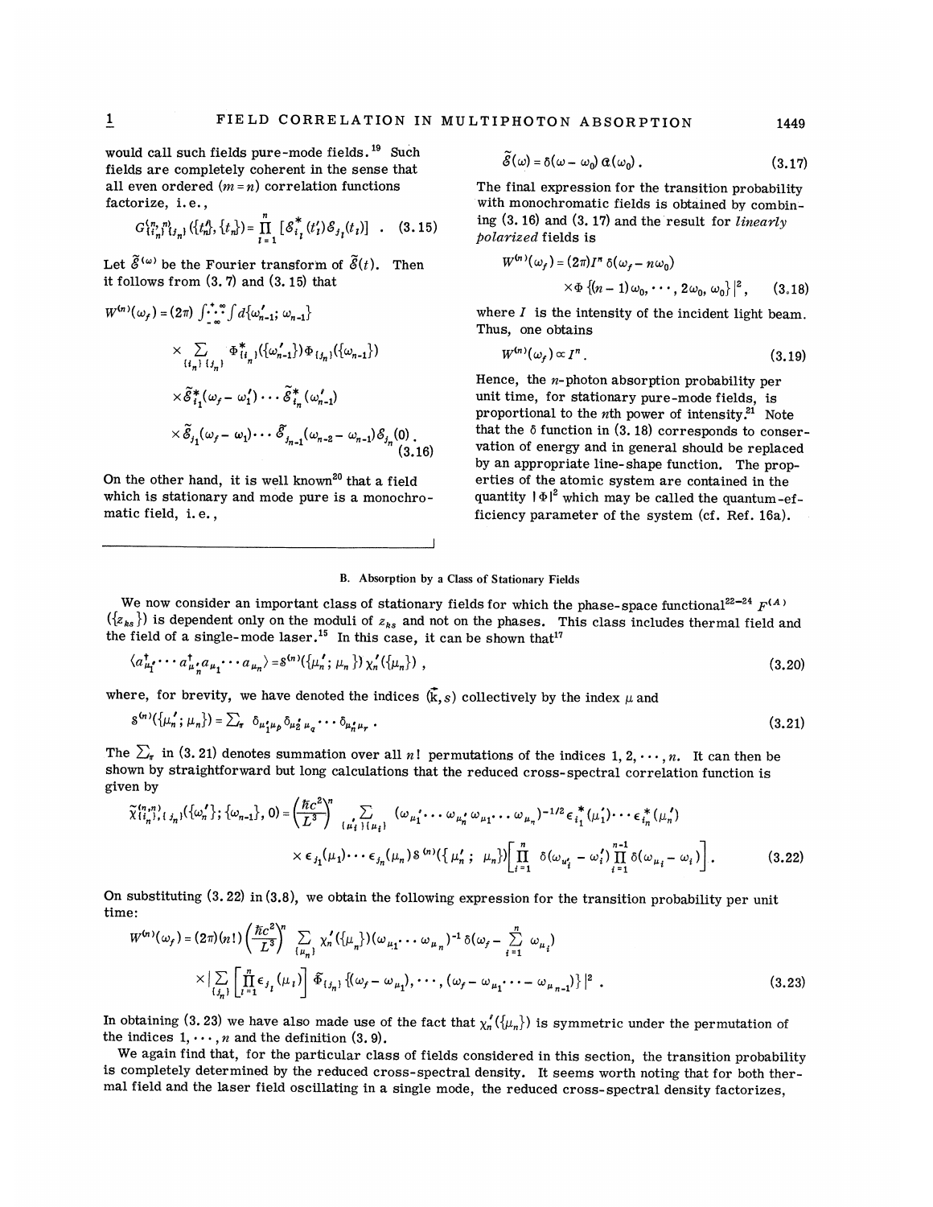would call such fields pure-mode fields.[19] Such fields are completely coherent in the sense that all even ordered ($m = n$) correlation functions factorize, i.e.,

$$G^{(n,n)}_{\{i_n'\}\{j_n\}}(\{t_n'\},\{t_n\}) = \prod_{l=1}^{n} [\mathcal{E}^*_{i_l}(t_l')\mathcal{E}_{j_l}(t_l)] \quad . \quad (3.15)$$

Let $\tilde{\mathcal{E}}^{(\omega)}$ be the Fourier transform of $\tilde{\mathcal{E}}(t)$. Then it follows from (3.7) and (3.15) that

$$W^{(n)}(\omega_f) = (2\pi)\int_{-\infty}^{+\infty}\cdots\int d\{\omega_{n-1}';\,\omega_{n-1}\}$$
$$\times \sum_{\{i_n\}\{j_n\}} \Phi^*_{\{i_n\}}(\{\omega_{n-1}'\})\Phi_{\{j_n\}}(\{\omega_{n-1}\})$$
$$\times \tilde{\mathcal{E}}^*_{i_1}(\omega_f - \omega_1')\cdots\tilde{\mathcal{E}}^*_{i_n}(\omega_{n-1}')$$
$$\times \tilde{\mathcal{E}}_{j_1}(\omega_f - \omega_1)\cdots\tilde{\mathcal{E}}_{j_{n-1}}(\omega_{n-2} - \omega_{n-1})\mathcal{E}_{j_n}(0)\,. \quad (3.16)$$

On the other hand, it is well known[20] that a field which is stationary and mode pure is a monochromatic field, i.e.,

$$\tilde{\mathcal{E}}(\omega) = \delta(\omega - \omega_0)\,\mathfrak{a}(\omega_0)\,. \quad (3.17)$$

The final expression for the transition probability with monochromatic fields is obtained by combining (3.16) and (3.17) and the result for *linearly polarized* fields is

$$W^{(n)}(\omega_f) = (2\pi)I^n\,\delta(\omega_f - n\omega_0)$$
$$\times \Phi\,\{(n-1)\omega_0,\cdots,2\omega_0,\omega_0\}|^2\,, \quad (3.18)$$

where $I$ is the intensity of the incident light beam. Thus, one obtains

$$W^{(n)}(\omega_f) \propto I^n\,. \quad (3.19)$$

Hence, the $n$-photon absorption probability per unit time, for stationary pure-mode fields, is proportional to the $n$th power of intensity.[21] Note that the $\delta$ function in (3.18) corresponds to conservation of energy and in general should be replaced by an appropriate line-shape function. The properties of the atomic system are contained in the quantity $|\Phi|^2$ which may be called the quantum-efficiency parameter of the system (cf. Ref. 16a).

### B. Absorption by a Class of Stationary Fields

We now consider an important class of stationary fields for which the phase-space functional[22–24] $F^{(A)}(\{z_{ks}\})$ is dependent only on the moduli of $z_{ks}$ and not on the phases. This class includes thermal field and the field of a single-mode laser.[15] In this case, it can be shown that[17]

$$\langle a^\dagger_{\mu_1'}\cdots a^\dagger_{\mu_n'}a_{\mu_1}\cdots a_{\mu_n}\rangle = \mathcal{S}^{(n)}(\{\mu_n';\,\mu_n\})\,\chi_n'(\{\mu_n\})\,, \quad (3.20)$$

where, for brevity, we have denoted the indices $(\vec{k},s)$ collectively by the index $\mu$ and

$$\mathcal{S}^{(n)}(\{\mu_n';\,\mu_n\}) = \textstyle\sum_\pi\; \delta_{\mu_1'\mu_p}\delta_{\mu_2'\mu_q}\cdots\delta_{\mu_n'\mu_r}\,. \quad (3.21)$$

The $\sum_\pi$ in (3.21) denotes summation over all $n!$ permutations of the indices $1, 2, \cdots, n$. It can then be shown by straightforward but long calculations that the reduced cross-spectral correlation function is given by

$$\tilde{\chi}^{(n,n)}_{\{i_n'\},\{j_n\}}(\{\omega_n'\};\{\omega_{n-1}\},0) = \left(\frac{\hbar c^2}{L^3}\right)^n \sum_{\{\mu_i'\}\{\mu_i\}} (\omega_{\mu_1'}\cdots\omega_{\mu_n'}\omega_{\mu_1}\cdots\omega_{\mu_n})^{-1/2}\epsilon^*_{i_1}(\mu_1')\cdots\epsilon^*_{i_n}(\mu_n')$$
$$\times\,\epsilon_{j_1}(\mu_1)\cdots\epsilon_{j_n}(\mu_n)\,\mathcal{S}^{(n)}(\{\mu_n';\,\mu_n\})\left[\prod_{i=1}^{n}\delta(\omega_{\mu_i'} - \omega_i')\prod_{i=1}^{n-1}\delta(\omega_{\mu_i} - \omega_i)\right]. \quad (3.22)$$

On substituting (3.22) in (3.8), we obtain the following expression for the transition probability per unit time:

$$W^{(n)}(\omega_f) = (2\pi)(n!)\left(\frac{\hbar c^2}{L^3}\right)^n \sum_{\{\mu_n\}} \chi_n'(\{\mu_n\})(\omega_{\mu_1}\cdots\omega_{\mu_n})^{-1}\,\delta(\omega_f - \sum_{i=1}^{n}\omega_{\mu_i})$$
$$\times\left|\sum_{\{j_n\}}\left[\prod_{l=1}^{n}\epsilon_{j_l}(\mu_l)\right]\tilde{\Phi}_{\{j_n\}}\{(\omega_f - \omega_{\mu_1}),\cdots,(\omega_f - \omega_{\mu_1}\cdots - \omega_{\mu_{n-1}})\}\right|^2\,. \quad (3.23)$$

In obtaining (3.23) we have also made use of the fact that $\chi_n'(\{\mu_n\})$ is symmetric under the permutation of the indices $1,\cdots,n$ and the definition (3.9).

We again find that, for the particular class of fields considered in this section, the transition probability is completely determined by the reduced cross-spectral density. It seems worth noting that for both thermal field and the laser field oscillating in a single mode, the reduced cross-spectral density factorizes,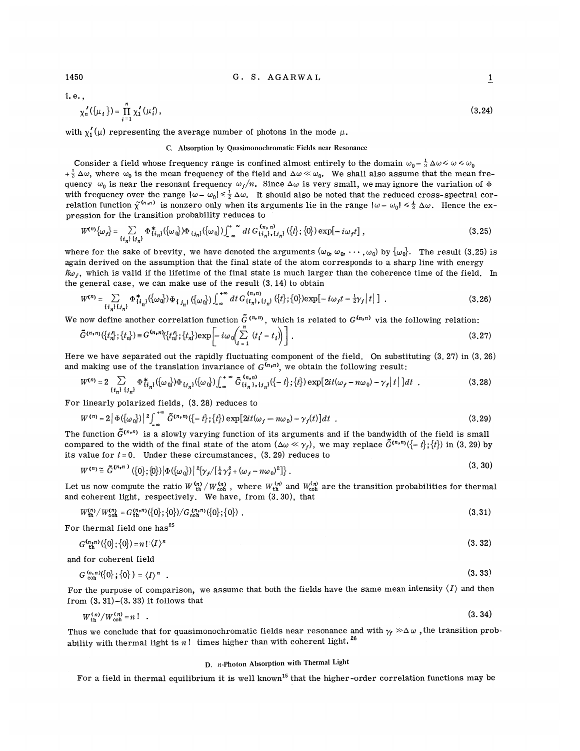i.e.,

$$\chi_n'(\{\mu_i\}) = \prod_{i=1}^{n} \chi_1'(\mu_i), \tag{3.24}$$

with $\chi_1'(\mu)$ representing the average number of photons in the mode $\mu$.

### C. Absorption by Quasimonochromatic Fields near Resonance

Consider a field whose frequency range is confined almost entirely to the domain $\omega_0 - \frac{1}{2}\Delta\omega \leq \omega \leq \omega_0 + \frac{1}{2}\Delta\omega$, where $\omega_0$ is the mean frequency of the field and $\Delta\omega \ll \omega_0$. We shall also assume that the mean frequency $\omega_0$ is near the resonant frequency $\omega_f/n$. Since $\Delta\omega$ is very small, we may ignore the variation of $\Phi$ with frequency over the range $|\omega - \omega_0| \leq \frac{1}{2}\Delta\omega$. It should also be noted that the reduced cross-spectral correlation function $\tilde{\chi}^{(n,n)}$ is nonzero only when its arguments lie in the range $|\omega - \omega_0| \leq \frac{1}{2}\Delta\omega$. Hence the expression for the transition probability reduces to

$$W^{(n)}\{\omega_f\} = \sum_{\{i_n\}\{j_n\}} \Phi^*_{\{i_n\}}(\{\omega_0\})\Phi_{\{j_n\}}(\{\omega_0\})\int_{-\infty}^{+\infty} dt\, G^{(n,n)}_{\{i_n\},\{j_n\}}(\{t\};\{0\})\exp[-i\omega_f t], \tag{3.25}$$

where for the sake of brevity, we have denoted the arguments $(\omega_0, \omega_0, \cdots, \omega_0)$ by $\{\omega_0\}$. The result (3.25) is again derived on the assumption that the final state of the atom corresponds to a sharp line with energy $\hbar\omega_f$, which is valid if the lifetime of the final state is much larger than the coherence time of the field. In the general case, we can make use of the result (3.14) to obtain

$$W^{(n)} = \sum_{\{i_n\}\{j_n\}} \Phi^*_{\{i_n\}}(\{\omega_0\})\Phi_{\{j_n\}}(\{\omega_0\})\int_{-\infty}^{+\infty} dt\, G^{(n,n)}_{\{i_n\},\{j_n\}}(\{t\};\{0\})\exp[-i\omega_f t - \tfrac{1}{2}\gamma_f|t|]. \tag{3.26}$$

We now define another correlation function $\tilde{G}^{(n,n)}$, which is related to $G^{(n,n)}$ via the following relation:

$$\tilde{G}^{(n,n)}(\{t_n'\};\{t_n\}) \equiv G^{(n,n)}(\{t_n'\};\{t_n\})\exp\left[-i\omega_0\left(\sum_{i=1}^{n}(t_i' - t_i)\right)\right]. \tag{3.27}$$

Here we have separated out the rapidly fluctuating component of the field. On substituting (3.27) in (3.26) and making use of the translation invariance of $G^{(n,n)}$, we obtain the following result:

$$W^{(n)} = 2\sum_{\{i_n\}\{j_n\}} \Phi^*_{\{i_n\}}(\{\omega_0\})\Phi_{\{j_n\}}(\{\omega_0\})\int_{-\infty}^{+\infty} \tilde{G}^{(n,n)}_{\{i_n\},\{j_n\}}(\{-t\};\{t\})\exp[2it(\omega_f - n\omega_0) - \gamma_f|t|]dt. \tag{3.28}$$

For linearly polarized fields, (3.28) reduces to

$$W^{(n)} = 2|\Phi(\{\omega_0\})|^2\int_{-\infty}^{+\infty} \tilde{G}^{(n,n)}(\{-t\};\{t\})\exp[2it(\omega_f - n\omega_0) - \gamma_f(t)]dt. \tag{3.29}$$

The function $\tilde{G}^{(n,n)}$ is a slowly varying function of its arguments and if the bandwidth of the field is small compared to the width of the final state of the atom ($\Delta\omega \ll \gamma_f$), we may replace $\tilde{G}^{(n,n)}(\{-t\};\{t\})$ in (3.29) by its value for $t = 0$. Under these circumstances, (3.29) reduces to

$$W^{(n)} \cong \tilde{G}^{(n,n)}(\{0\};\{0\})|\Phi(\{\omega_0\})|^2\{\gamma_f/[\tfrac{1}{4}\gamma_f^2 + (\omega_f - n\omega_0)^2]\}. \tag{3.30}$$

Let us now compute the ratio $W^{(n)}_{\text{th}}/W^{(n)}_{\text{coh}}$, where $W^{(n)}_{\text{th}}$ and $W^{(n)}_{\text{coh}}$ are the transition probabilities for thermal and coherent light, respectively. We have, from (3.30), that

$$W^{(n)}_{\text{th}}/W^{(n)}_{\text{coh}} = G^{(n,n)}_{\text{th}}(\{0\};\{0\})/G^{(n,n)}_{\text{coh}}(\{0\};\{0\}). \tag{3.31}$$

For thermal field one has[25]

$$G^{(n,n)}_{\text{th}}(\{0\};\{0\}) = n!\langle I\rangle^n \tag{3.32}$$

and for coherent field

$$G^{(n,n)}_{\text{coh}}(\{0\};\{0\}) = \langle I\rangle^n. \tag{3.33}$$

For the purpose of comparison, we assume that both the fields have the same mean intensity $\langle I\rangle$ and then from (3.31)–(3.33) it follows that

$$W^{(n)}_{\text{th}}/W^{(n)}_{\text{coh}} = n!. \tag{3.34}$$

Thus we conclude that for quasimonochromatic fields near resonance and with $\gamma_f \gg \Delta\omega$, the transition probability with thermal light is $n!$ times higher than with coherent light.[26]

### D. n-Photon Absorption with Thermal Light

For a field in thermal equilibrium it is well known[15] that the higher-order correlation functions may be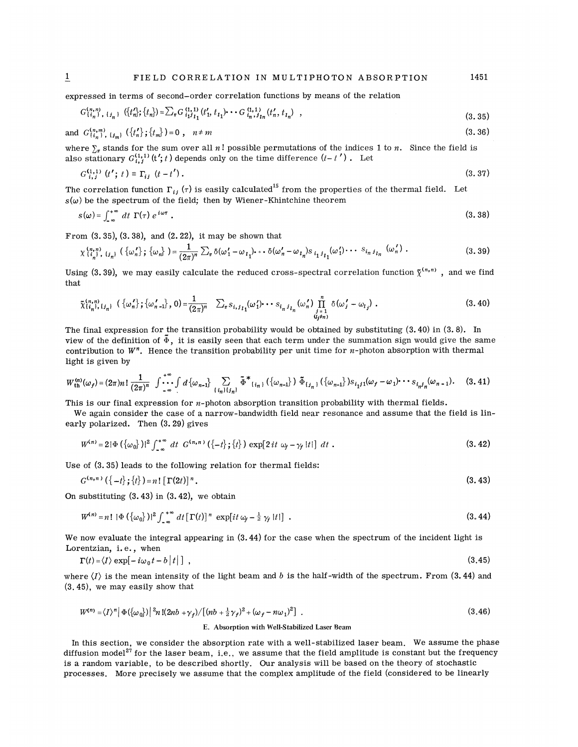expressed in terms of second-order correlation functions by means of the relation

$$G^{(n,n)}_{\{i_n\},\{j_n\}}(\{t'_n\};\{t_n\}) = \sum_\pi G^{(1,1)}_{i_1 j_{l_1}}(t'_1, t_{l_1}) \cdots G^{(1,1)}_{i_n, j_{l_n}}(t'_n, t_{l_n}) \; , \tag{3.35}$$

and $G^{(n,m)}_{\{i_n\},\{j_m\}}(\{t'_n\};\{t_m\}) = 0 \; , \quad n \neq m$ (3.36)

where $\sum_\pi$ stands for the sum over all $n!$ possible permutations of the indices 1 to $n$. Since the field is also stationary $G^{(1,1)}_{i,j}(t';t)$ depends only on the time difference $(t-t')$. Let

$$G^{(1,1)}_{i,j}(t';t) \equiv \Gamma_{ij}(t-t') \; . \tag{3.37}$$

The correlation function $\Gamma_{ij}(\tau)$ is easily calculated[15] from the properties of the thermal field. Let $s(\omega)$ be the spectrum of the field; then by Wiener-Khintchine theorem

$$s(\omega) = \int_{-\infty}^{+\infty} dt\, \Gamma(\tau)\, e^{i\omega\tau} \; . \tag{3.38}$$

From (3.35), (3.38), and (2.22), it may be shown that

$$\chi^{(n,n)}_{\{i'_n\},\{j_n\}}(\{\omega'_n\};\{\omega_n\}) = \frac{1}{(2\pi)^n} \sum_\pi \delta(\omega'_1 - \omega_{l_1}) \cdots \delta(\omega'_n - \omega_{l_n}) s_{i_1 j_{l_1}}(\omega'_1) \cdots s_{i_n j_{l_n}}(\omega'_n) \; . \tag{3.39}$$

Using (3.39), we may easily calculate the reduced cross-spectral correlation function $\tilde{\chi}^{(n,n)}$, and we find that

$$\tilde{\chi}^{(n,n)}_{\{i_n\},\{j_n\}}(\{\omega'_n\};\{\omega'_{n-1}\},0) = \frac{1}{(2\pi)^n} \sum_\pi s_{i_1 j_{l_1}}(\omega'_1) \cdots s_{i_n j_{l_n}}(\omega'_n) \prod_{\substack{j=1 \\ (j \neq n)}}^{n} \delta(\omega'_j - \omega_{l_j}) \; . \tag{3.40}$$

The final expression for the transition probability would be obtained by substituting (3.40) in (3.8). In view of the definition of $\tilde{\Phi}$, it is easily seen that each term under the summation sign would give the same contribution to $W^n$. Hence the transition probability per unit time for $n$-photon absorption with thermal light is given by

$$W^{(n)}_{\text{th}}(\omega_f) = (2\pi) n! \frac{1}{(2\pi)^n} \int_{-\infty}^{+\infty} \cdots \int d\{\omega_{n-1}\} \sum_{\{i_n\}\{j_n\}} \tilde{\Phi}^*_{\{i_n\}}(\{\omega_{n-1}\})\, \tilde{\Phi}_{\{j_n\}}(\{\omega_{n-1}\}) s_{i_1 j_1}(\omega_f - \omega_1) \cdots s_{i_n j_n}(\omega_{n-1}) . \tag{3.41}$$

This is our final expression for $n$-photon absorption transition probability with thermal fields.

We again consider the case of a narrow-bandwidth field near resonance and assume that the field is linearly polarized. Then (3.29) gives

$$W^{(n)} = 2|\Phi(\{\omega_0\})|^2 \int_{-\infty}^{+\infty} dt\; G^{(n,n)}(\{-t\};\{t\}) \exp[2it\,\omega_f - \gamma_f |t|]\; dt \; . \tag{3.42}$$

Use of (3.35) leads to the following relation for thermal fields:

$$G^{(n,n)}(\{-t\};\{t\}) = n!\,[\Gamma(2t)]^n \; . \tag{3.43}$$

On substituting (3.43) in (3.42), we obtain

$$W^{(n)} = n!\, |\Phi(\{\omega_0\})|^2 \int_{-\infty}^{+\infty} dt\, [\Gamma(t)]^n \exp[it\,\omega_f - \tfrac{1}{2}\gamma_f |t|] \; . \tag{3.44}$$

We now evaluate the integral appearing in (3.44) for the case when the spectrum of the incident light is Lorentzian, i.e., when

$$\Gamma(t) = \langle I \rangle \exp[-i\omega_0 t - b|t|] \; , \tag{3.45}$$

where $\langle I \rangle$ is the mean intensity of the light beam and $b$ is the half-width of the spectrum. From (3.44) and (3.45), we may easily show that

$$W^{(n)} = \langle I \rangle^n |\Phi(\{\omega_0\})|^2 n!(2nb + \gamma_f)/[(nb + \tfrac{1}{2}\gamma_f)^2 + (\omega_f - n\omega_1)^2] \; . \tag{3.46}$$

### E. Absorption with Well-Stabilized Laser Beam

In this section, we consider the absorption rate with a well-stabilized laser beam. We assume the phase diffusion model[27] for the laser beam, i.e., we assume that the field amplitude is constant but the frequency is a random variable, to be described shortly. Our analysis will be based on the theory of stochastic processes. More precisely we assume that the complex amplitude of the field (considered to be linearly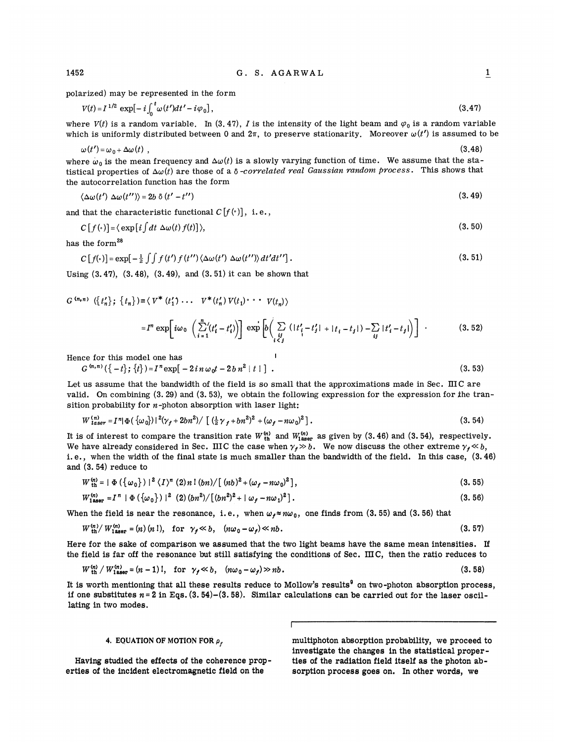polarized) may be represented in the form

$$V(t) = I^{1/2} \exp[-i\int_0^t \omega(t')dt' - i\varphi_0], \tag{3.47}$$

where $V(t)$ is a random variable. In (3.47), $I$ is the intensity of the light beam and $\varphi_0$ is a random variable which is uniformly distributed between 0 and $2\pi$, to preserve stationarity. Moreover $\omega(t')$ is assumed to be

$$\omega(t') = \omega_0 + \Delta\omega(t), \tag{3.48}$$

where $\omega_0$ is the mean frequency and $\Delta\omega(t)$ is a slowly varying function of time. We assume that the statistical properties of $\Delta\omega(t)$ are those of a *δ-correlated real Gaussian random process*. This shows that the autocorrelation function has the form

$$\langle \Delta\omega(t')\, \Delta\omega(t'')\rangle = 2b\, \delta(t' - t'') \tag{3.49}$$

and that the characteristic functional $C[f(\cdot)]$, i.e.,

$$C[f(\cdot)] = \langle \exp[i\int dt\, \Delta\omega(t)\, f(t)]\rangle, \tag{3.50}$$

has the form[28]

$$C[f(\cdot)] = \exp[-\tfrac{1}{2}\int\int f(t')\, f(t'')\langle \Delta\omega(t')\, \Delta\omega(t'')\rangle\, dt'dt'']. \tag{3.51}$$

Using (3.47), (3.48), (3.49), and (3.51) it can be shown that

$$G^{(n,n)}(\{t_n'\};\{t_n\}) \equiv \langle V^*(t_1') \cdots V^*(t_n')\, V(t_1) \cdots V(t_n)\rangle$$

$$= I^n \exp\left[i\omega_0 \left(\sum_{i=1}^{n}(t_i' - t_i)\right)\right] \exp\left[b\left(\sum_{\substack{ij\\ i<j}} (|t_i' - t_j'| + |t_i - t_j|) - \sum_{ij} |t_i' - t_j|\right)\right] . \tag{3.52}$$

Hence for this model one has

$$G^{(n,n)}(\{-t\};\{t\}) = I^n \exp[-2in\omega_0 t - 2bn^2\, |\,t\,|\,] . \tag{3.53}$$

Let us assume that the bandwidth of the field is so small that the approximations made in Sec. IIIC are valid. On combining (3.29) and (3.53), we obtain the following expression for the expression for the transition probability for $n$-photon absorption with laser light:

$$W_{laser}^{(n)} = I^n |\Phi(\{\omega_0\})|^2 (\gamma_f + 2bn^2) / [(\tfrac{1}{2}\gamma_f + bn^2)^2 + (\omega_f - n\omega_0)^2]. \tag{3.54}$$

It is of interest to compare the transition rate $W_{th}^{(n)}$ and $W_{laser}^{(n)}$ as given by (3.46) and (3.54), respectively. We have already considered in Sec. IIIC the case when $\gamma_f \gg b$. We now discuss the other extreme $\gamma_f \ll b$, i.e., when the width of the final state is much smaller than the bandwidth of the field. In this case, (3.46) and (3.54) reduce to

$$W_{th}^{(n)} = |\,\Phi(\{\omega_0\})\,|^2 \langle I\rangle^n\, (2)\, n!\, (bn)/[(nb)^2 + (\omega_f - n\omega_0)^2], \tag{3.55}$$

$$W_{laser}^{(n)} = I^n\, |\,\Phi(\{\omega_0\})\,|^2\, (2)\,(bn^2)/[(bn^2)^2 + |\,\omega_f - n\omega_1)^2]. \tag{3.56}$$

When the field is near the resonance, i.e., when $\omega_f \approx n\omega_0$, one finds from (3.55) and (3.56) that

$$W_{th}^{(n)}/W_{laser}^{(n)} = (n)(n!), \quad \text{for } \gamma_f \ll b, \quad (n\omega_0 - \omega_f) \ll nb. \tag{3.57}$$

Here for the sake of comparison we assumed that the two light beams have the same mean intensities. If the field is far off the resonance but still satisfying the conditions of Sec. IIIC, then the ratio reduces to

$$W_{th}^{(n)}/W_{laser}^{(n)} = (n-1)!, \quad \text{for } \gamma_f \ll b, \quad (n\omega_0 - \omega_f) \gg nb. \tag{3.58}$$

It is worth mentioning that all these results reduce to Mollow's results[9] on two-photon absorption process, if one substitutes $n = 2$ in Eqs. (3.54)–(3.58). Similar calculations can be carried out for the laser oscillating in two modes.

## 4. EQUATION OF MOTION FOR $\rho_f$

Having studied the effects of the coherence properties of the incident electromagnetic field on the multiphoton absorption probability, we proceed to investigate the changes in the statistical properties of the radiation field itself as the photon absorption process goes on. In other words, we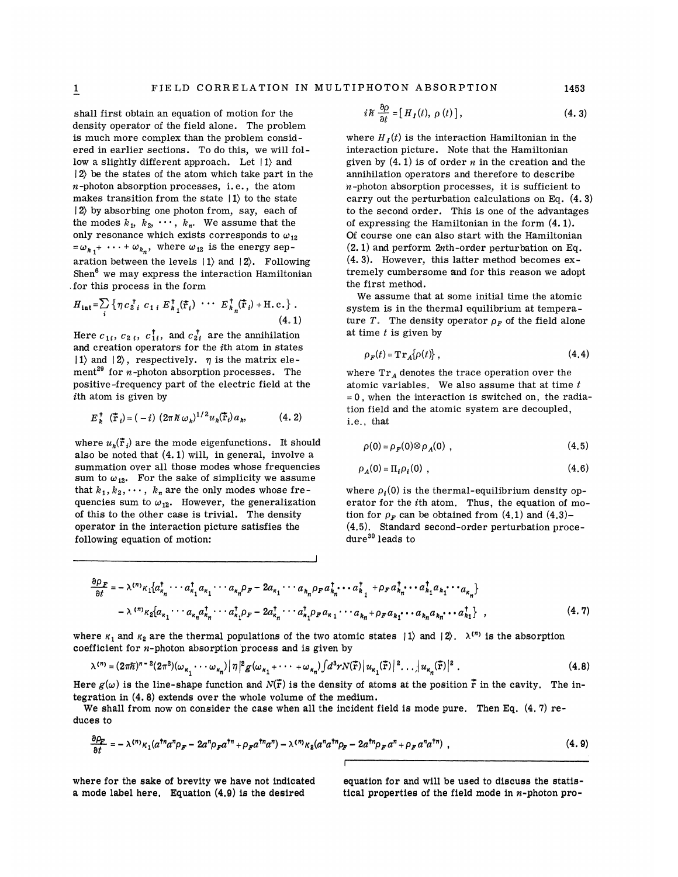shall first obtain an equation of motion for the density operator of the field alone. The problem is much more complex than the problem considered in earlier sections. To do this, we will follow a slightly different approach. Let $|1\rangle$ and $|2\rangle$ be the states of the atom which take part in the $n$-photon absorption processes, i.e., the atom makes transition from the state $|1\rangle$ to the state $|2\rangle$ by absorbing one photon from, say, each of the modes $k_1, k_2, \cdots, k_n$. We assume that the only resonance which exists corresponds to $\omega_{12} = \omega_{k_1} + \cdots + \omega_{k_n}$, where $\omega_{12}$ is the energy separation between the levels $|1\rangle$ and $|2\rangle$. Following Shen[6] we may express the interaction Hamiltonian for this process in the form

$$H_{\text{int}} = \sum_i \{\eta c_{2i}^\dagger c_{1i} E_{k_1}^\dagger(\vec{r}_i) \cdots E_{k_n}^\dagger(\vec{r}_i) + \text{H.c.}\}. \tag{4.1}$$

Here $c_{1i}$, $c_{2i}$, $c_{1i}^\dagger$, and $c_{2i}^\dagger$ are the annihilation and creation operators for the $i$th atom in states $|1\rangle$ and $|2\rangle$, respectively. $\eta$ is the matrix element[29] for $n$-photon absorption processes. The positive-frequency part of the electric field at the $i$th atom is given by

$$E_k^\dagger(\vec{r}_i) = (-i)(2\pi\hbar\omega_k)^{1/2} u_k(\vec{r}_i) a_k, \tag{4.2}$$

where $u_k(\vec{r}_i)$ are the mode eigenfunctions. It should also be noted that (4.1) will, in general, involve a summation over all those modes whose frequencies sum to $\omega_{12}$. For the sake of simplicity we assume that $k_1, k_2, \cdots, k_n$ are the only modes whose frequencies sum to $\omega_{12}$. However, the generalization of this to the other case is trivial. The density operator in the interaction picture satisfies the following equation of motion:

$$i\hbar \frac{\partial \rho}{\partial t} = [H_I(t), \rho(t)], \tag{4.3}$$

where $H_I(t)$ is the interaction Hamiltonian in the interaction picture. Note that the Hamiltonian given by (4.1) is of order $n$ in the creation and the annihilation operators and therefore to describe $n$-photon absorption processes, it is sufficient to carry out the perturbation calculations on Eq. (4.3) to the second order. This is one of the advantages of expressing the Hamiltonian in the form (4.1). Of course one can also start with the Hamiltonian (2.1) and perform $2n$th-order perturbation on Eq. (4.3). However, this latter method becomes extremely cumbersome and for this reason we adopt the first method.

We assume that at some initial time the atomic system is in the thermal equilibrium at temperature $T$. The density operator $\rho_F$ of the field alone at time $t$ is given by

$$\rho_F(t) = \text{Tr}_A\{\rho(t)\}, \tag{4.4}$$

where $\text{Tr}_A$ denotes the trace operation over the atomic variables. We also assume that at time $t = 0$, when the interaction is switched on, the radiation field and the atomic system are decoupled, i.e., that

$$\rho(0) = \rho_F(0) \otimes \rho_A(0), \tag{4.5}$$

$$\rho_A(0) = \Pi_i \rho_i(0), \tag{4.6}$$

where $\rho_i(0)$ is the thermal-equilibrium density operator for the $i$th atom. Thus, the equation of motion for $\rho_F$ can be obtained from (4.1) and (4.3)–(4.5). Standard second-order perturbation procedure[30] leads to

$$\begin{aligned}\frac{\partial \rho_F}{\partial t} = &-\lambda^{(n)}\kappa_1\{a_{\kappa_n}^\dagger \cdots a_{\kappa_1}^\dagger a_{\kappa_1} \cdots a_{\kappa_n}\rho_F - 2a_{\kappa_1}\cdots a_{k_n}\rho_F a_{k_n}^\dagger \cdots a_{k_1}^\dagger + \rho_F a_{k_n}^\dagger \cdots a_{k_1}^\dagger a_{k_1} \cdots a_{\kappa_n}\} \\ &-\lambda^{(n)}\kappa_2\{a_{\kappa_1}\cdots a_{\kappa_n} a_{\kappa_n}^\dagger \cdots a_{\kappa_1}^\dagger \rho_F - 2a_{\kappa_n}^\dagger \cdots a_{\kappa_1}^\dagger \rho_F a_{\kappa_1} \cdots a_{k_n} + \rho_F a_{k_1} \cdots a_{k_n} a_{k_n}^\dagger \cdots a_{k_1}^\dagger\},\end{aligned} \tag{4.7}$$

where $\kappa_1$ and $\kappa_2$ are the thermal populations of the two atomic states $|1\rangle$ and $|2\rangle$. $\lambda^{(n)}$ is the absorption coefficient for $n$-photon absorption process and is given by

$$\lambda^{(n)} = (2\pi\hbar)^{n-2}(2\pi^2)(\omega_{\kappa_1}\cdots\omega_{\kappa_n})|\eta|^2 g(\omega_{\kappa_1} + \cdots + \omega_{\kappa_n}) \int d^3r N(\vec{r})|u_{\kappa_1}(\vec{r})|^2 \cdots |u_{\kappa_n}(\vec{r})|^2. \tag{4.8}$$

Here $g(\omega)$ is the line-shape function and $N(\vec{r})$ is the density of atoms at the position $\vec{r}$ in the cavity. The integration in (4.8) extends over the whole volume of the medium.

We shall from now on consider the case when all the incident field is mode pure. Then Eq. (4.7) reduces to

$$\frac{\partial \rho_F}{\partial t} = -\lambda^{(n)}\kappa_1(a^{\dagger n}a^n\rho_F - 2a^n\rho_F a^{\dagger n} + \rho_F a^{\dagger n}a^n) - \lambda^{(n)}\kappa_2(a^n a^{\dagger n}\rho_F - 2a^{\dagger n}\rho_F a^n + \rho_F a^n a^{\dagger n}), \tag{4.9}$$

where for the sake of brevity we have not indicated a mode label here. Equation (4.9) is the desired equation for and will be used to discuss the statistical properties of the field mode in $n$-photon pro-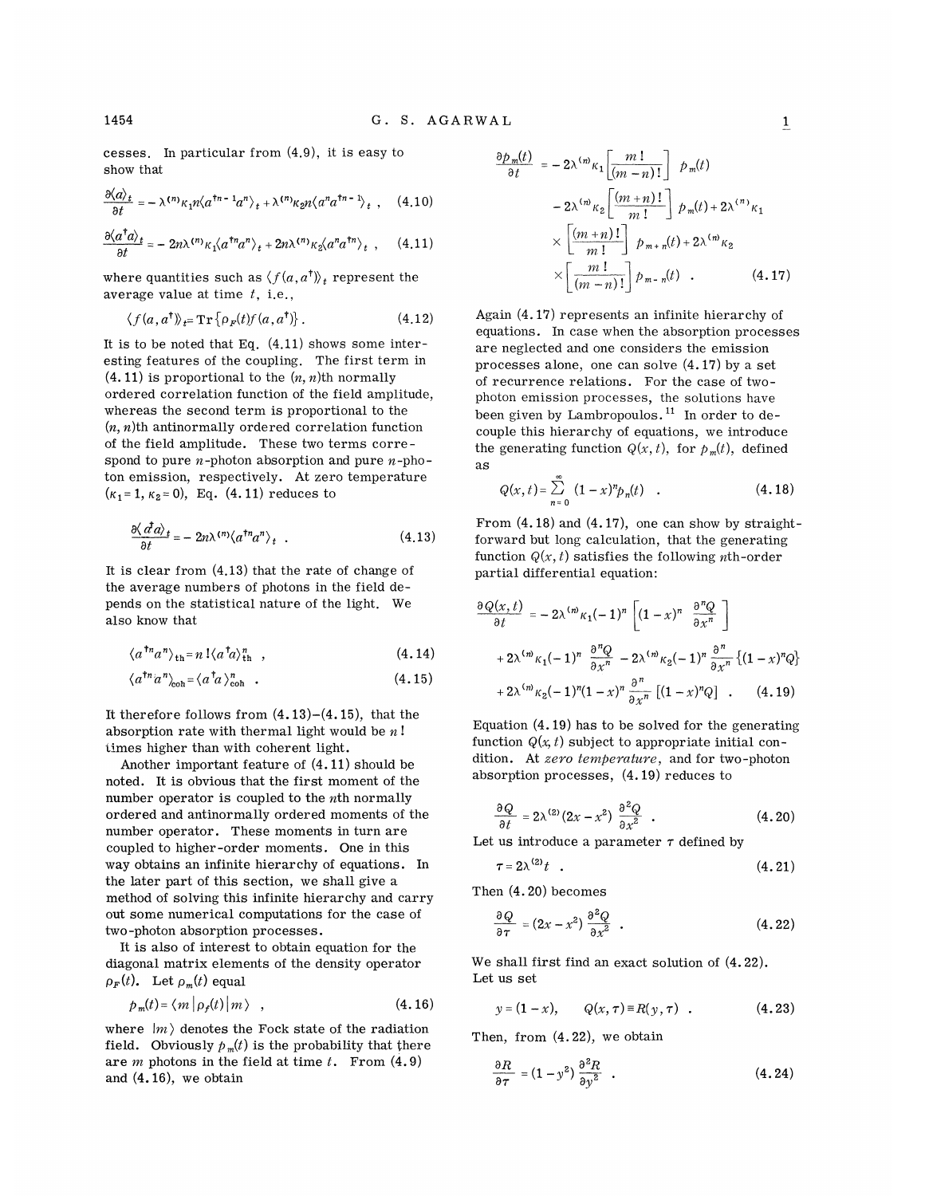cesses. In particular from (4.9), it is easy to show that

$$\frac{\partial\langle a\rangle_t}{\partial t} = -\lambda^{(n)}\kappa_1 n\langle a^{\dagger n-1}a^n\rangle_t + \lambda^{(n)}\kappa_2 n\langle a^n a^{\dagger n-1}\rangle_t\ , \quad (4.10)$$

$$\frac{\partial\langle a^\dagger a\rangle_t}{\partial t} = -2n\lambda^{(n)}\kappa_1\langle a^{\dagger n}a^n\rangle_t + 2n\lambda^{(n)}\kappa_2\langle a^n a^{\dagger n}\rangle_t\ , \quad (4.11)$$

where quantities such as $\langle f(a,a^\dagger)\rangle_t$ represent the average value at time $t$, i.e.,

$$\langle f(a,a^\dagger)\rangle_t = \mathrm{Tr}\{\rho_F(t)f(a,a^\dagger)\}\ . \quad (4.12)$$

It is to be noted that Eq. (4.11) shows some interesting features of the coupling. The first term in (4.11) is proportional to the $(n, n)$th normally ordered correlation function of the field amplitude, whereas the second term is proportional to the $(n, n)$th antinormally ordered correlation function of the field amplitude. These two terms correspond to pure $n$-photon absorption and pure $n$-photon emission, respectively. At zero temperature ($\kappa_1 = 1$, $\kappa_2 = 0$), Eq. (4.11) reduces to

$$\frac{\partial\langle a^\dagger a\rangle_t}{\partial t} = -2n\lambda^{(n)}\langle a^{\dagger n}a^n\rangle_t\ . \quad (4.13)$$

It is clear from (4.13) that the rate of change of the average numbers of photons in the field depends on the statistical nature of the light. We also know that

$$\langle a^{\dagger n}a^n\rangle_{\mathrm{th}} = n!\langle a^\dagger a\rangle^n_{\mathrm{th}}\ , \quad (4.14)$$

$$\langle a^{\dagger n}a^n\rangle_{\mathrm{coh}} = \langle a^\dagger a\rangle^n_{\mathrm{coh}}\ . \quad (4.15)$$

It therefore follows from (4.13)–(4.15), that the absorption rate with thermal light would be $n!$ times higher than with coherent light.

Another important feature of (4.11) should be noted. It is obvious that the first moment of the number operator is coupled to the $n$th normally ordered and antinormally ordered moments of the number operator. These moments in turn are coupled to higher-order moments. One in this way obtains an infinite hierarchy of equations. In the later part of this section, we shall give a method of solving this infinite hierarchy and carry out some numerical computations for the case of two-photon absorption processes.

It is also of interest to obtain equation for the diagonal matrix elements of the density operator $\rho_F(t)$. Let $\rho_m(t)$ equal

$$p_m(t) = \langle m|\rho_f(t)|m\rangle\ , \quad (4.16)$$

where $|m\rangle$ denotes the Fock state of the radiation field. Obviously $p_m(t)$ is the probability that there are $m$ photons in the field at time $t$. From (4.9) and (4.16), we obtain

$$\frac{\partial p_m(t)}{\partial t} = -2\lambda^{(n)}\kappa_1\left[\frac{m!}{(m-n)!}\right]p_m(t) - 2\lambda^{(n)}\kappa_2\left[\frac{(m+n)!}{m!}\right]p_m(t) + 2\lambda^{(n)}\kappa_1 \times\left[\frac{(m+n)!}{m!}\right]p_{m+n}(t) + 2\lambda^{(n)}\kappa_2 \times\left[\frac{m!}{(m-n)!}\right]p_{m-n}(t)\ . \quad (4.17)$$

Again (4.17) represents an infinite hierarchy of equations. In case when the absorption processes are neglected and one considers the emission processes alone, one can solve (4.17) by a set of recurrence relations. For the case of two-photon emission processes, the solutions have been given by Lambropoulos.[11] In order to decouple this hierarchy of equations, we introduce the generating function $Q(x,t)$, for $p_m(t)$, defined as

$$Q(x,t) = \sum_{n=0}^{\infty}(1-x)^n p_n(t)\ . \quad (4.18)$$

From (4.18) and (4.17), one can show by straightforward but long calculation, that the generating function $Q(x,t)$ satisfies the following $n$th-order partial differential equation:

$$\frac{\partial Q(x,t)}{\partial t} = -2\lambda^{(n)}\kappa_1(-1)^n\left[(1-x)^n\frac{\partial^n Q}{\partial x^n}\right] + 2\lambda^{(n)}\kappa_1(-1)^n\frac{\partial^n Q}{\partial x^n} - 2\lambda^{(n)}\kappa_2(-1)^n\frac{\partial^n}{\partial x^n}\{(1-x)^n Q\} + 2\lambda^{(n)}\kappa_2(-1)^n(1-x)^n\frac{\partial^n}{\partial x^n}[(1-x)^n Q]\ . \quad (4.19)$$

Equation (4.19) has to be solved for the generating function $Q(x,t)$ subject to appropriate initial condition. At *zero temperature*, and for two-photon absorption processes, (4.19) reduces to

$$\frac{\partial Q}{\partial t} = 2\lambda^{(2)}(2x - x^2)\frac{\partial^2 Q}{\partial x^2}\ . \quad (4.20)$$

Let us introduce a parameter $\tau$ defined by

$$\tau = 2\lambda^{(2)}t\ . \quad (4.21)$$

Then (4.20) becomes

$$\frac{\partial Q}{\partial \tau} = (2x - x^2)\frac{\partial^2 Q}{\partial x^2}\ . \quad (4.22)$$

We shall first find an exact solution of (4.22). Let us set

$$y = (1-x),\qquad Q(x,\tau) \equiv R(y,\tau)\ . \quad (4.23)$$

Then, from (4.22), we obtain

$$\frac{\partial R}{\partial \tau} = (1-y^2)\frac{\partial^2 R}{\partial y^2}\ . \quad (4.24)$$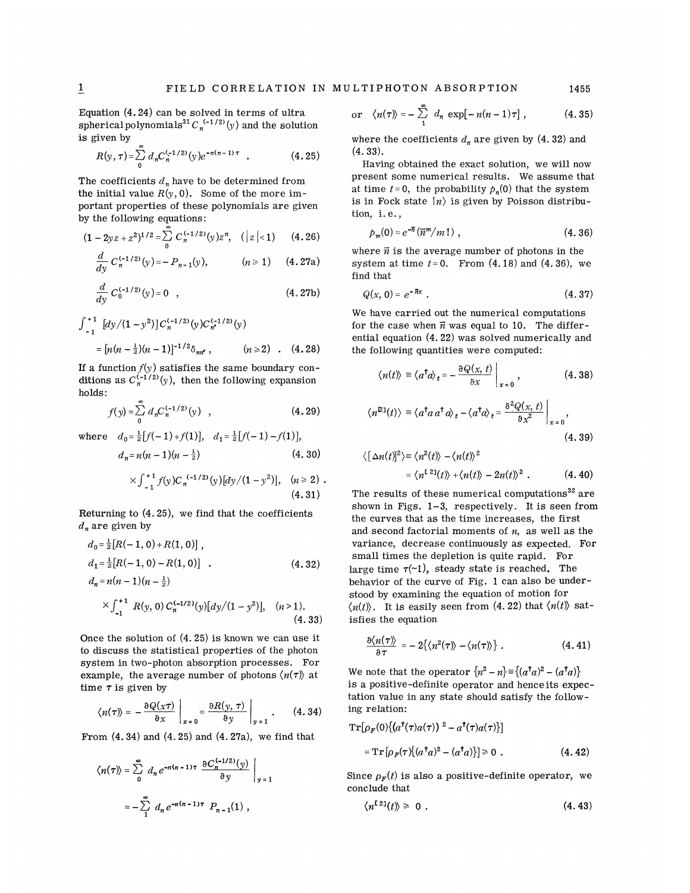Equation (4.24) can be solved in terms of ultra spherical polynomials[31] $C_n^{(-1/2)}(y)$ and the solution is given by

$$R(y,\tau)=\sum_0^\infty d_n C_n^{(-1/2)}(y)e^{-n(n-1)\tau} \quad . \tag{4.25}$$

The coefficients $d_n$ have to be determined from the initial value $R(y,0)$. Some of the more important properties of these polynomials are given by the following equations:

$$(1-2yz+z^2)^{1/2}=\sum_0^\infty C_n^{(-1/2)}(y)z^n, \quad (|z|<1) \tag{4.26}$$

$$\frac{d}{dy}C_n^{(-1/2)}(y)=-P_{n-1}(y), \qquad (n\geq 1) \tag{4.27a}$$

$$\frac{d}{dy}C_0^{(-1/2)}(y)=0 \quad , \tag{4.27b}$$

$$\int_{-1}^{+1}[dy/(1-y^2)]C_n^{(-1/2)}(y)C_{n'}^{(-1/2)}(y) = [n(n-\tfrac{1}{2})(n-1)]^{-1/2}\delta_{nn'}, \qquad (n\geq 2) \quad . \tag{4.28}$$

If a function $f(y)$ satisfies the same boundary conditions as $C_n^{(-1/2)}(y)$, then the following expansion holds:

$$f(y)=\sum_0^\infty d_n C_n^{(-1/2)}(y) \quad , \tag{4.29}$$

where $d_0=\frac{1}{2}[f(-1)+f(1)]$, $d_1=\frac{1}{2}[f(-1)-f(1)]$,

$$d_n=n(n-1)(n-\tfrac{1}{2}) \tag{4.30}$$

$$\times\int_{-1}^{+1}f(y)C_n^{(-1/2)}(y)[dy/(1-y^2)], \quad (n\geq 2) \quad . \tag{4.31}$$

Returning to (4.25), we find that the coefficients $d_n$ are given by

$$d_0=\tfrac{1}{2}[R(-1,0)+R(1,0)] \, ,$$

$$d_1=\tfrac{1}{2}[R(-1,0)-R(1,0)] \quad . \tag{4.32}$$

$$d_n=n(n-1)(n-\tfrac{1}{2})$$

$$\times\int_{-1}^{+1}R(y,0)\,C_n^{(-1/2)}(y)[dy/(1-y^2)], \quad (n>1). \tag{4.33}$$

Once the solution of (4.25) is known we can use it to discuss the statistical properties of the photon system in two-photon absorption processes. For example, the average number of photons $\langle n(\tau)\rangle$ at time $\tau$ is given by

$$\langle n(\tau)\rangle = -\left.\frac{\partial Q(x\tau)}{\partial x}\right|_{x=0} = \left.\frac{\partial R(y,\tau)}{\partial y}\right|_{y=1} . \tag{4.34}$$

From (4.34) and (4.25) and (4.27a), we find that

$$\langle n(\tau)\rangle = \sum_0^\infty d_n e^{-n(n-1)\tau}\left.\frac{\partial C_n^{(-1/2)}(y)}{\partial y}\right|_{y=1}$$

$$= -\sum_1^\infty d_n e^{-n(n-1)\tau}P_{n-1}(1) \, ,$$

or

$$\langle n(\tau)\rangle = -\sum_1^\infty d_n \exp[-n(n-1)\tau] \, , \tag{4.35}$$

where the coefficients $d_n$ are given by (4.32) and (4.33).

Having obtained the exact solution, we will now present some numerical results. We assume that at time $t=0$, the probability $p_n(0)$ that the system is in Fock state $|n\rangle$ is given by Poisson distribution, i.e.,

$$p_m(0)=e^{-\bar{n}}(\bar{n}^m/m!) \, , \tag{4.36}$$

where $\bar{n}$ is the average number of photons in the system at time $t=0$. From (4.18) and (4.36), we find that

$$Q(x,0)=e^{-\bar{n}x} \, . \tag{4.37}$$

We have carried out the numerical computations for the case when $\bar{n}$ was equal to 10. The differential equation (4.22) was solved numerically and the following quantities were computed:

$$\langle n(t)\rangle \equiv \langle a^\dagger a\rangle_t = -\left.\frac{\partial Q(x,t)}{\partial x}\right|_{x=0} , \tag{4.38}$$

$$\langle n^{[2]}(t)\rangle \equiv \langle a^\dagger a\, a^\dagger a\rangle_t - \langle a^\dagger a\rangle_t = \left.\frac{\partial^2 Q(x,t)}{\partial x^2}\right|_{x=0} , \tag{4.39}$$

$$\langle[\Delta n(t)]^2\rangle \equiv \langle n^2(t)\rangle - \langle n(t)\rangle^2 = \langle n^{[2]}(t)\rangle + \langle n(t)\rangle - 2n(t)\rangle^2 \, . \tag{4.40}$$

The results of these numerical computations[32] are shown in Figs. 1–3, respectively. It is seen from the curves that as the time increases, the first and second factorial moments of $n$, as well as the variance, decrease continuously as expected. For small times the depletion is quite rapid. For large time $\tau(\sim 1)$, steady state is reached. The behavior of the curve of Fig. 1 can also be understood by examining the equation of motion for $\langle n(t)\rangle$. It is easily seen from (4.22) that $\langle n(t)\rangle$ satisfies the equation

$$\frac{\partial\langle n(\tau)\rangle}{\partial\tau} = -2\{\langle n^2(\tau)\rangle - \langle n(\tau)\rangle\} \, . \tag{4.41}$$

We note that the operator $\{n^2-n\}\equiv\{(a^\dagger a)^2-(a^\dagger a)\}$ is a positive-definite operator and hence its expectation value in any state should satisfy the following relation:

$$\mathrm{Tr}[\rho_F(0)\{(a^\dagger(\tau)a(\tau))^2 - a^\dagger(\tau)a(\tau)\}] = \mathrm{Tr}[\rho_F(\tau)\{(a^\dagger a)^2-(a^\dagger a)\}]\geq 0 \, . \tag{4.42}$$

Since $\rho_F(t)$ is also a positive-definite operator, we conclude that

$$\langle n^{[2]}(t)\rangle \geq 0 \, . \tag{4.43}$$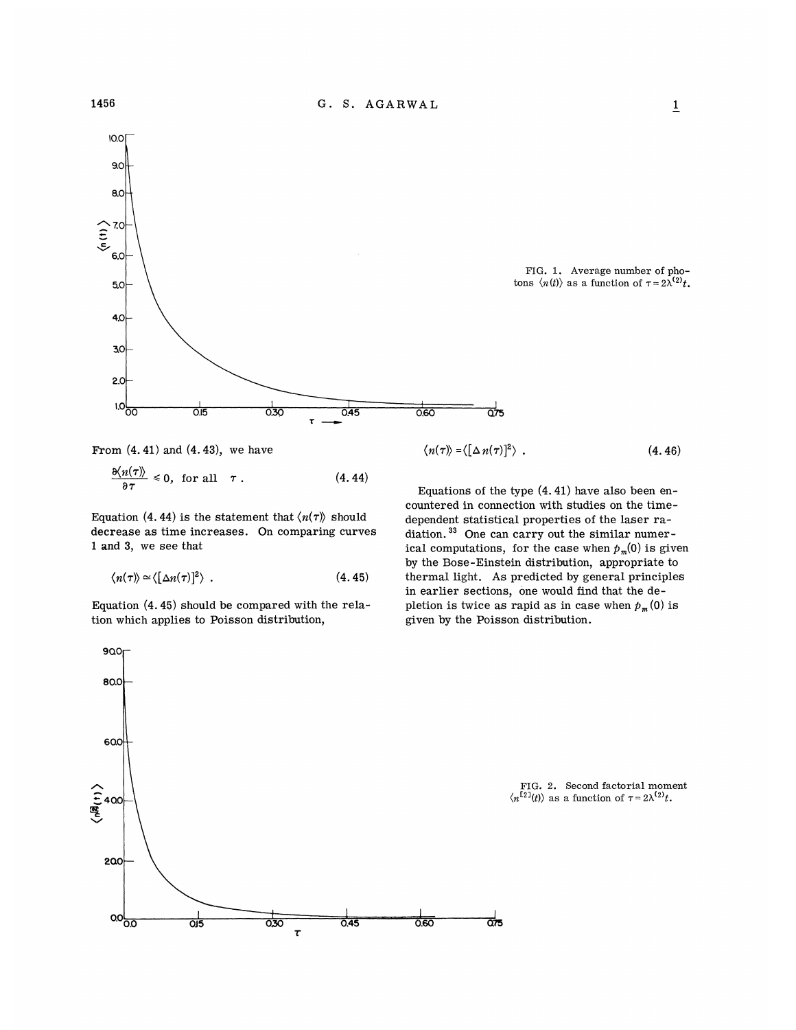FIG. 1. Average number of photons $\langle n(t)\rangle$ as a function of $\tau = 2\lambda^{(2)}t$.

From (4.41) and (4.43), we have

$$\frac{\partial \langle n(\tau)\rangle}{\partial \tau} \leq 0, \text{ for all } \tau . \tag{4.44}$$

Equation (4.44) is the statement that $\langle n(\tau)\rangle$ should decrease as time increases. On comparing curves 1 and 3, we see that

$$\langle n(\tau)\rangle \simeq \langle [\Delta n(\tau)]^2\rangle . \tag{4.45}$$

Equation (4.45) should be compared with the relation which applies to Poisson distribution,

$$\langle n(\tau)\rangle = \langle [\Delta n(\tau)]^2\rangle . \tag{4.46}$$

Equations of the type (4.41) have also been encountered in connection with studies on the time-dependent statistical properties of the laser radiation.[33] One can carry out the similar numerical computations, for the case when $p_m(0)$ is given by the Bose-Einstein distribution, appropriate to thermal light. As predicted by general principles in earlier sections, one would find that the depletion is twice as rapid as in case when $p_m(0)$ is given by the Poisson distribution.

FIG. 2. Second factorial moment $\langle n^{[2]}(t)\rangle$ as a function of $\tau = 2\lambda^{(2)}t$.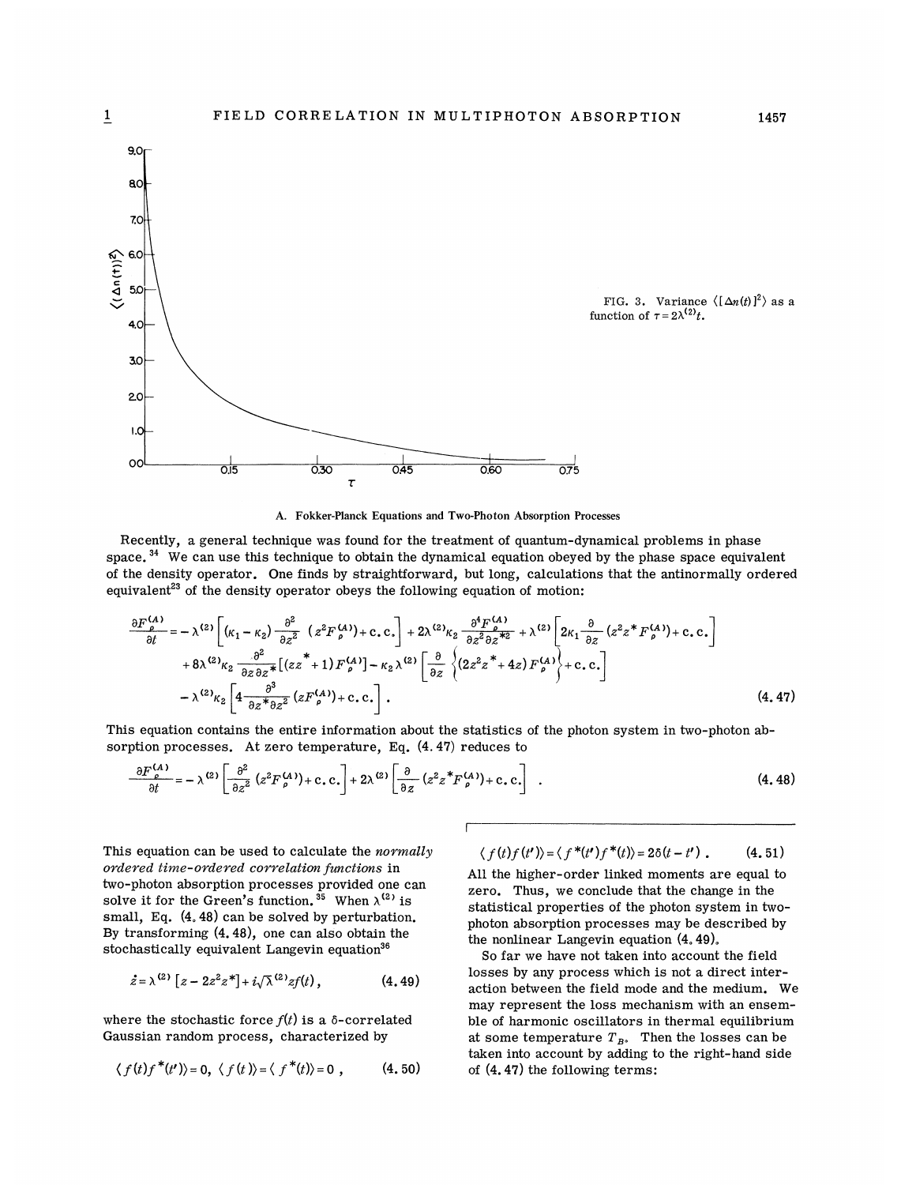FIG. 3. Variance $\langle[\Delta n(t)]^2\rangle$ as a function of $\tau = 2\lambda^{(2)}t$.

### A. Fokker-Planck Equations and Two-Photon Absorption Processes

Recently, a general technique was found for the treatment of quantum-dynamical problems in phase space.[34] We can use this technique to obtain the dynamical equation obeyed by the phase space equivalent of the density operator. One finds by straightforward, but long, calculations that the antinormally ordered equivalent[23] of the density operator obeys the following equation of motion:

$$
\begin{aligned}
\frac{\partial F_\rho^{(A)}}{\partial t} = & -\lambda^{(2)}\left[(\kappa_1-\kappa_2)\frac{\partial^2}{\partial z^2}\,(z^2F_\rho^{(A)})+\text{c.c.}\right]+2\lambda^{(2)}\kappa_2\frac{\partial^4 F_\rho^{(A)}}{\partial z^2\partial z^{*2}}+\lambda^{(2)}\left[2\kappa_1\frac{\partial}{\partial z}\,(z^2z^*F_\rho^{(A)})+\text{c.c.}\right] \\
& +8\lambda^{(2)}\kappa_2\frac{\partial^2}{\partial z\partial z^*}[(zz^*+1)F_\rho^{(A)}]-\kappa_2\lambda^{(2)}\left[\frac{\partial}{\partial z}\left\{(2z^2z^*+4z)F_\rho^{(A)}\right\}+\text{c.c.}\right] \\
& -\lambda^{(2)}\kappa_2\left[4\frac{\partial^3}{\partial z^*\partial z^2}\,(zF_\rho^{(A)})+\text{c.c.}\right].
\end{aligned}
\tag{4.47}
$$

This equation contains the entire information about the statistics of the photon system in two-photon absorption processes. At zero temperature, Eq. (4.47) reduces to

$$
\frac{\partial F_\rho^{(A)}}{\partial t} = -\lambda^{(2)}\left[\frac{\partial^2}{\partial z^2}\,(z^2F_\rho^{(A)})+\text{c.c.}\right]+2\lambda^{(2)}\left[\frac{\partial}{\partial z}\,(z^2z^*F_\rho^{(A)})+\text{c.c.}\right]\quad .
\tag{4.48}
$$

This equation can be used to calculate the *normally ordered time-ordered correlation functions* in two-photon absorption processes provided one can solve it for the Green's function.[35] When $\lambda^{(2)}$ is small, Eq. (4.48) can be solved by perturbation. By transforming (4.48), one can also obtain the stochastically equivalent Langevin equation[36]

$$
\dot{z} = \lambda^{(2)}\left[z-2z^2z^*\right]+i\sqrt{\lambda^{(2)}}\,zf(t)\,,
\tag{4.49}
$$

where the stochastic force $f(t)$ is a $\delta$-correlated Gaussian random process, characterized by

$$
\langle f(t)f^*(t')\rangle = 0,\ \langle f(t)\rangle = \langle f^*(t)\rangle = 0\ ,
\tag{4.50}
$$

$$
\langle f(t)f(t')\rangle = \langle f^*(t')f^*(t)\rangle = 2\delta(t-t')\ .
\tag{4.51}
$$

All the higher-order linked moments are equal to zero. Thus, we conclude that the change in the statistical properties of the photon system in two-photon absorption processes may be described by the nonlinear Langevin equation (4.49).

So far we have not taken into account the field losses by any process which is not a direct interaction between the field mode and the medium. We may represent the loss mechanism with an ensemble of harmonic oscillators in thermal equilibrium at some temperature $T_B$. Then the losses can be taken into account by adding to the right-hand side of (4.47) the following terms: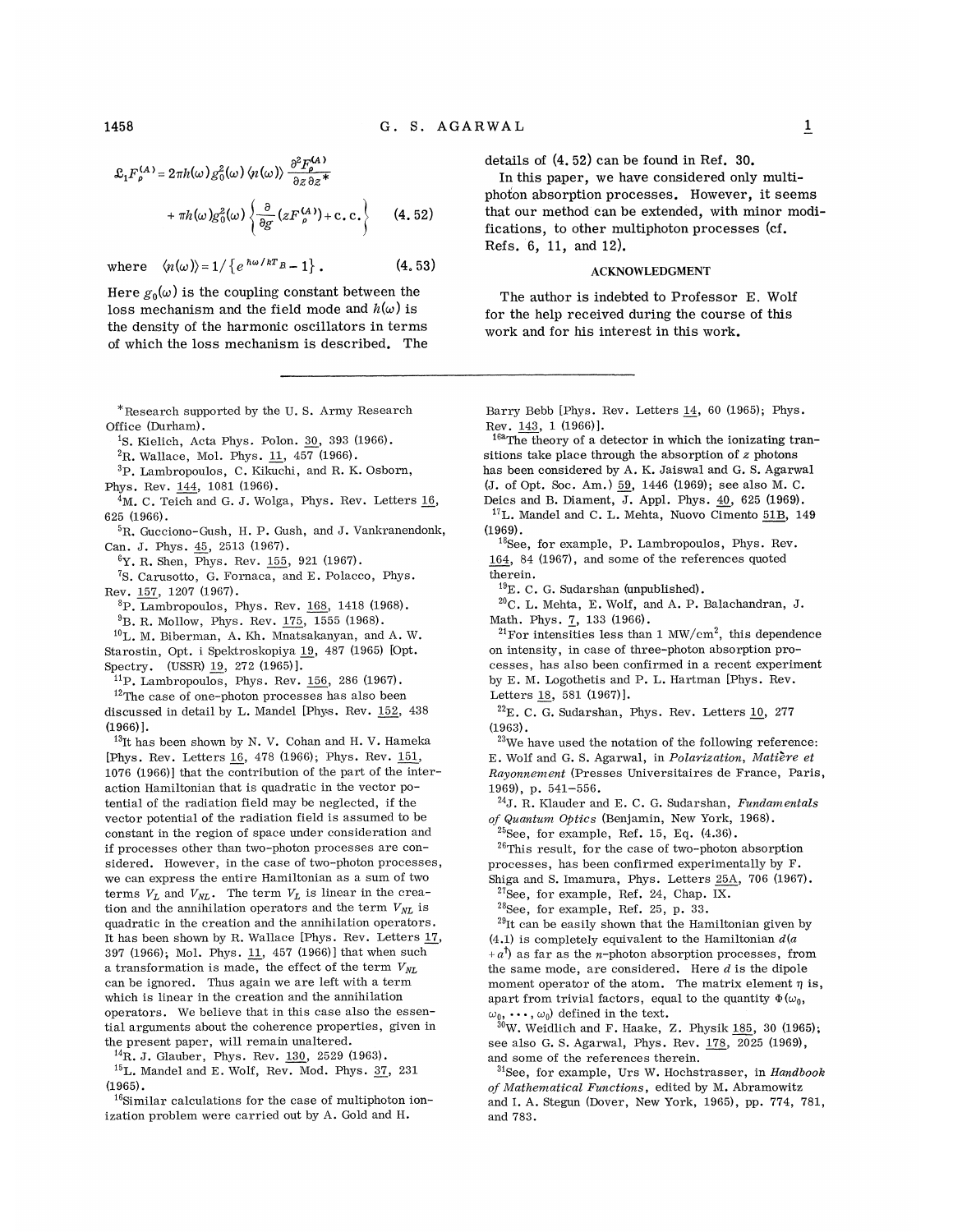$$\mathfrak{L}_1 F_\rho^{(A)} = 2\pi h(\omega) g_0^2(\omega) \langle n(\omega)\rangle \frac{\partial^2 F_\rho^{(A)}}{\partial z \,\partial z^*} + \pi h(\omega) g_0^2(\omega) \left\{ \frac{\partial}{\partial g} (z F_\rho^{(A)}) + \text{c. c.} \right\} \tag{4.52}$$

where $\langle n(\omega)\rangle = 1/\{e^{\hbar\omega/kT_B} - 1\}$. (4.53)

Here $g_0(\omega)$ is the coupling constant between the loss mechanism and the field mode and $h(\omega)$ is the density of the harmonic oscillators in terms of which the loss mechanism is described. The details of (4.52) can be found in Ref. 30.

In this paper, we have considered only multiphoton absorption processes. However, it seems that our method can be extended, with minor modifications, to other multiphoton processes (cf. Refs. 6, 11, and 12).

## ACKNOWLEDGMENT

The author is indebted to Professor E. Wolf for the help received during the course of this work and for his interest in this work.

---

*Research supported by the U. S. Army Research Office (Durham).

[1] S. Kielich, Acta Phys. Polon. 30, 393 (1966).

[2] R. Wallace, Mol. Phys. 11, 457 (1966).

[3] P. Lambropoulos, C. Kikuchi, and R. K. Osborn, Phys. Rev. 144, 1081 (1966).

[4] M. C. Teich and G. J. Wolga, Phys. Rev. Letters 16, 625 (1966).

[5] R. Gucciono-Gush, H. P. Gush, and J. Vankranendonk, Can. J. Phys. 45, 2513 (1967).

[6] Y. R. Shen, Phys. Rev. 155, 921 (1967).

[7] S. Carusotto, G. Fornaca, and E. Polacco, Phys. Rev. 157, 1207 (1967).

[8] P. Lambropoulos, Phys. Rev. 168, 1418 (1968).

[9] B. R. Mollow, Phys. Rev. 175, 1555 (1968).

[10] L. M. Biberman, A. Kh. Mnatsakanyan, and A. W. Starostin, Opt. i Spektroskopiya 19, 487 (1965) [Opt. Spectry. (USSR) 19, 272 (1965)].

[11] P. Lambropoulos, Phys. Rev. 156, 286 (1967).

[12] The case of one-photon processes has also been discussed in detail by L. Mandel [Phys. Rev. 152, 438 (1966)].

[13] It has been shown by N. V. Cohan and H. V. Hameka [Phys. Rev. Letters 16, 478 (1966); Phys. Rev. 151, 1076 (1966)] that the contribution of the part of the interaction Hamiltonian that is quadratic in the vector potential of the radiation field may be neglected, if the vector potential of the radiation field is assumed to be constant in the region of space under consideration and if processes other than two-photon processes are considered. However, in the case of two-photon processes, we can express the entire Hamiltonian as a sum of two terms $V_L$ and $V_{NL}$. The term $V_L$ is linear in the creation and the annihilation operators and the term $V_{NL}$ is quadratic in the creation and the annihilation operators. It has been shown by R. Wallace [Phys. Rev. Letters 17, 397 (1966); Mol. Phys. 11, 457 (1966)] that when such a transformation is made, the effect of the term $V_{NL}$ can be ignored. Thus again we are left with a term which is linear in the creation and the annihilation operators. We believe that in this case also the essential arguments about the coherence properties, given in the present paper, will remain unaltered.

[14] R. J. Glauber, Phys. Rev. 130, 2529 (1963).

[15] L. Mandel and E. Wolf, Rev. Mod. Phys. 37, 231 (1965).

[16] Similar calculations for the case of multiphoton ionization problem were carried out by A. Gold and H. Barry Bebb [Phys. Rev. Letters 14, 60 (1965); Phys. Rev. 143, 1 (1966)].

[16a] The theory of a detector in which the ionizating transitions take place through the absorption of $z$ photons has been considered by A. K. Jaiswal and G. S. Agarwal (J. of Opt. Soc. Am.) 59, 1446 (1969); see also M. C. Deics and B. Diament, J. Appl. Phys. 40, 625 (1969).

[17] L. Mandel and C. L. Mehta, Nuovo Cimento 51B, 149 (1969).

[18] See, for example, P. Lambropoulos, Phys. Rev. 164, 84 (1967), and some of the references quoted therein.

[19] E. C. G. Sudarshan (unpublished).

[20] C. L. Mehta, E. Wolf, and A. P. Balachandran, J. Math. Phys. 7, 133 (1966).

[21] For intensities less than 1 MW/cm$^2$, this dependence on intensity, in case of three-photon absorption processes, has also been confirmed in a recent experiment by E. M. Logothetis and P. L. Hartman [Phys. Rev. Letters 18, 581 (1967)].

[22] E. C. G. Sudarshan, Phys. Rev. Letters 10, 277 (1963).

[23] We have used the notation of the following reference: E. Wolf and G. S. Agarwal, in *Polarization, Matière et Rayonnement* (Presses Universitaires de France, Paris, 1969), p. 541–556.

[24] J. R. Klauder and E. C. G. Sudarshan, *Fundamentals of Quantum Optics* (Benjamin, New York, 1968).

[25] See, for example, Ref. 15, Eq. (4.36).

[26] This result, for the case of two-photon absorption processes, has been confirmed experimentally by F. Shiga and S. Imamura, Phys. Letters 25A, 706 (1967).

[27] See, for example, Ref. 24, Chap. IX.

[28] See, for example, Ref. 25, p. 33.

[29] It can be easily shown that the Hamiltonian given by (4.1) is completely equivalent to the Hamiltonian $d(a + a^\dagger)$ as far as the $n$-photon absorption processes, from the same mode, are considered. Here $d$ is the dipole moment operator of the atom. The matrix element $\eta$ is, apart from trivial factors, equal to the quantity $\Phi(\omega_0, \omega_0, \cdots, \omega_0)$ defined in the text.

[30] W. Weidlich and F. Haake, Z. Physik 185, 30 (1965); see also G. S. Agarwal, Phys. Rev. 178, 2025 (1969), and some of the references therein.

[31] See, for example, Urs W. Hochstrasser, in *Handbook of Mathematical Functions*, edited by M. Abramowitz and I. A. Stegun (Dover, New York, 1965), pp. 774, 781, and 783.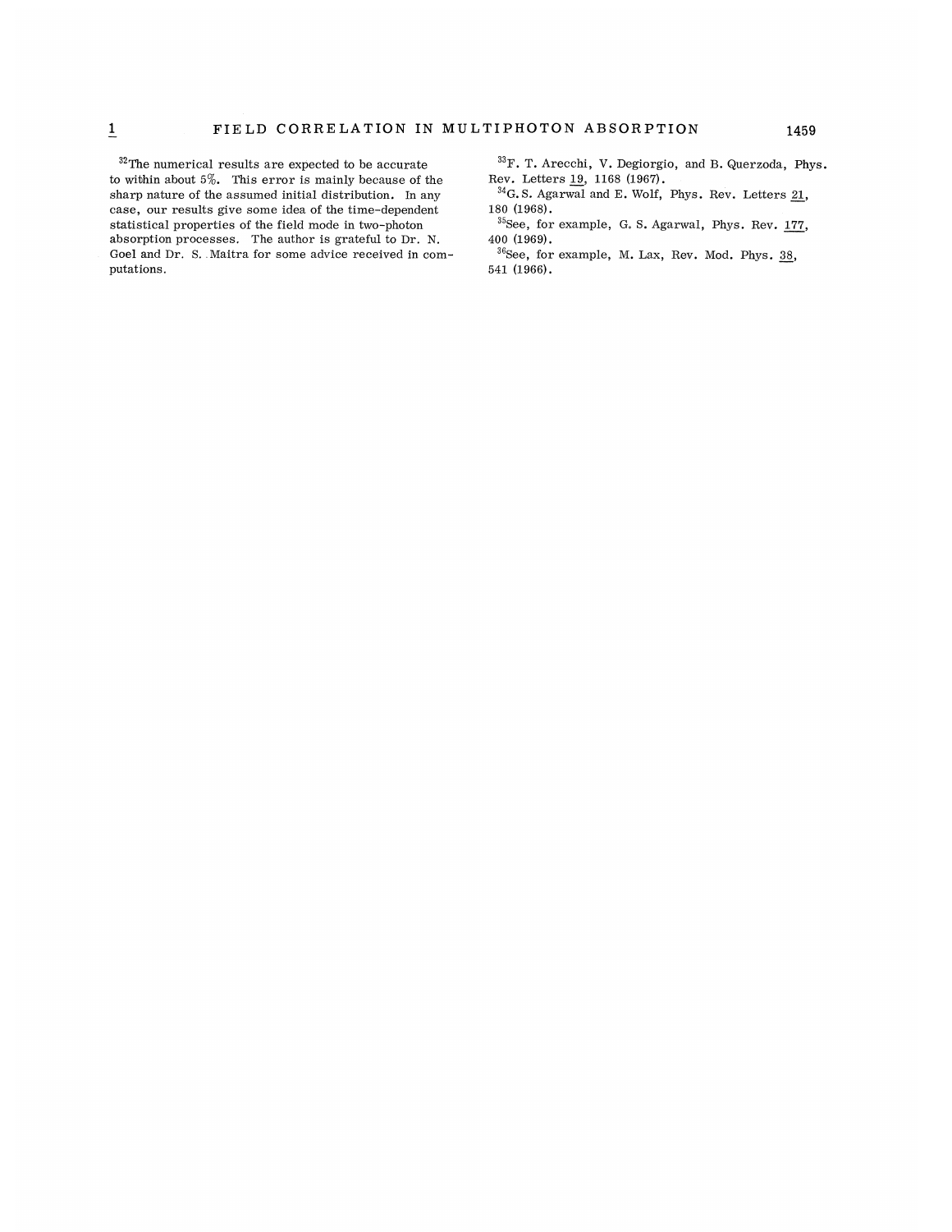[32]The numerical results are expected to be accurate to within about 5%. This error is mainly because of the sharp nature of the assumed initial distribution. In any case, our results give some idea of the time-dependent statistical properties of the field mode in two-photon absorption processes. The author is grateful to Dr. N. Goel and Dr. S. Maitra for some advice received in computations.

[33]F. T. Arecchi, V. Degiorgio, and B. Querzoda, Phys. Rev. Letters 19, 1168 (1967).

[34]G. S. Agarwal and E. Wolf, Phys. Rev. Letters 21, 180 (1968).

[35]See, for example, G. S. Agarwal, Phys. Rev. 177, 400 (1969).

[36]See, for example, M. Lax, Rev. Mod. Phys. 38, 541 (1966).